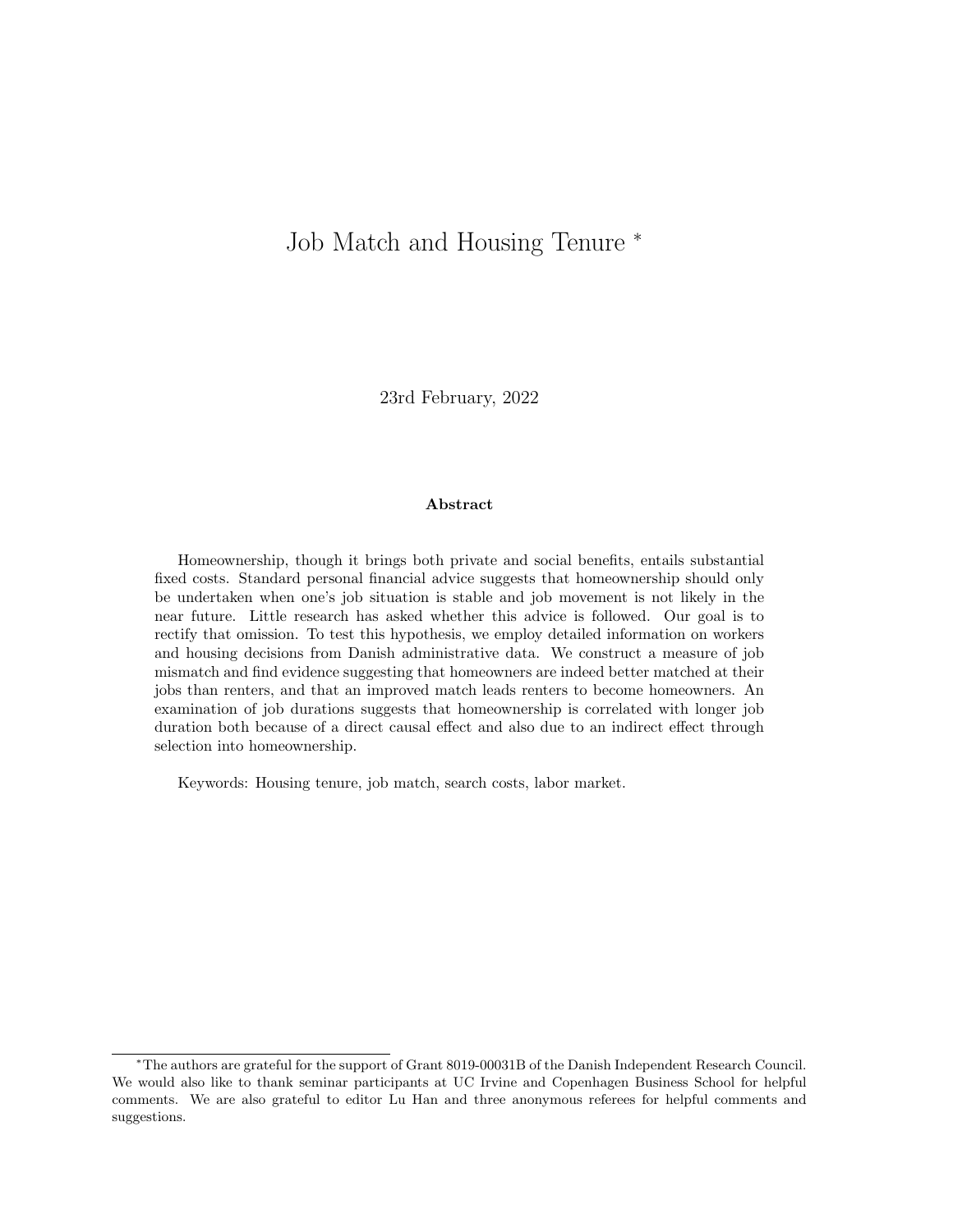# Job Match and Housing Tenure [*]

23rd February, 2022

**Abstract**

Homeownership, though it brings both private and social benefits, entails substantial fixed costs. Standard personal financial advice suggests that homeownership should only be undertaken when one's job situation is stable and job movement is not likely in the near future. Little research has asked whether this advice is followed. Our goal is to rectify that omission. To test this hypothesis, we employ detailed information on workers and housing decisions from Danish administrative data. We construct a measure of job mismatch and find evidence suggesting that homeowners are indeed better matched at their jobs than renters, and that an improved match leads renters to become homeowners. An examination of job durations suggests that homeownership is correlated with longer job duration both because of a direct causal effect and also due to an indirect effect through selection into homeownership.

Keywords: Housing tenure, job match, search costs, labor market.

[*] The authors are grateful for the support of Grant 8019-00031B of the Danish Independent Research Council. We would also like to thank seminar participants at UC Irvine and Copenhagen Business School for helpful comments. We are also grateful to editor Lu Han and three anonymous referees for helpful comments and suggestions.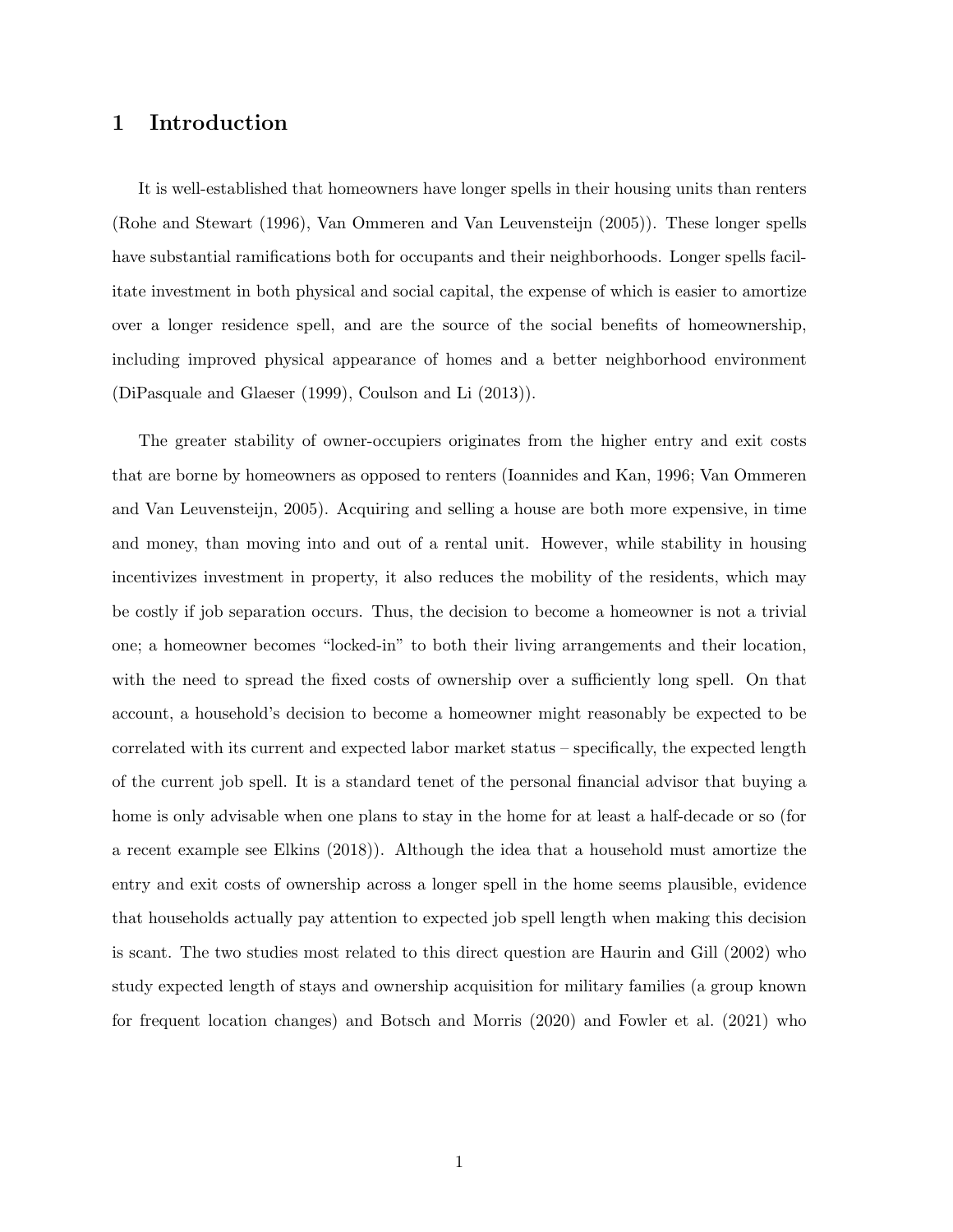# 1 Introduction

It is well-established that homeowners have longer spells in their housing units than renters (Rohe and Stewart (1996), Van Ommeren and Van Leuvensteijn (2005)). These longer spells have substantial ramifications both for occupants and their neighborhoods. Longer spells facilitate investment in both physical and social capital, the expense of which is easier to amortize over a longer residence spell, and are the source of the social benefits of homeownership, including improved physical appearance of homes and a better neighborhood environment (DiPasquale and Glaeser (1999), Coulson and Li (2013)).

The greater stability of owner-occupiers originates from the higher entry and exit costs that are borne by homeowners as opposed to renters (Ioannides and Kan, 1996; Van Ommeren and Van Leuvensteijn, 2005). Acquiring and selling a house are both more expensive, in time and money, than moving into and out of a rental unit. However, while stability in housing incentivizes investment in property, it also reduces the mobility of the residents, which may be costly if job separation occurs. Thus, the decision to become a homeowner is not a trivial one; a homeowner becomes "locked-in" to both their living arrangements and their location, with the need to spread the fixed costs of ownership over a sufficiently long spell. On that account, a household's decision to become a homeowner might reasonably be expected to be correlated with its current and expected labor market status – specifically, the expected length of the current job spell. It is a standard tenet of the personal financial advisor that buying a home is only advisable when one plans to stay in the home for at least a half-decade or so (for a recent example see Elkins (2018)). Although the idea that a household must amortize the entry and exit costs of ownership across a longer spell in the home seems plausible, evidence that households actually pay attention to expected job spell length when making this decision is scant. The two studies most related to this direct question are Haurin and Gill (2002) who study expected length of stays and ownership acquisition for military families (a group known for frequent location changes) and Botsch and Morris (2020) and Fowler et al. (2021) who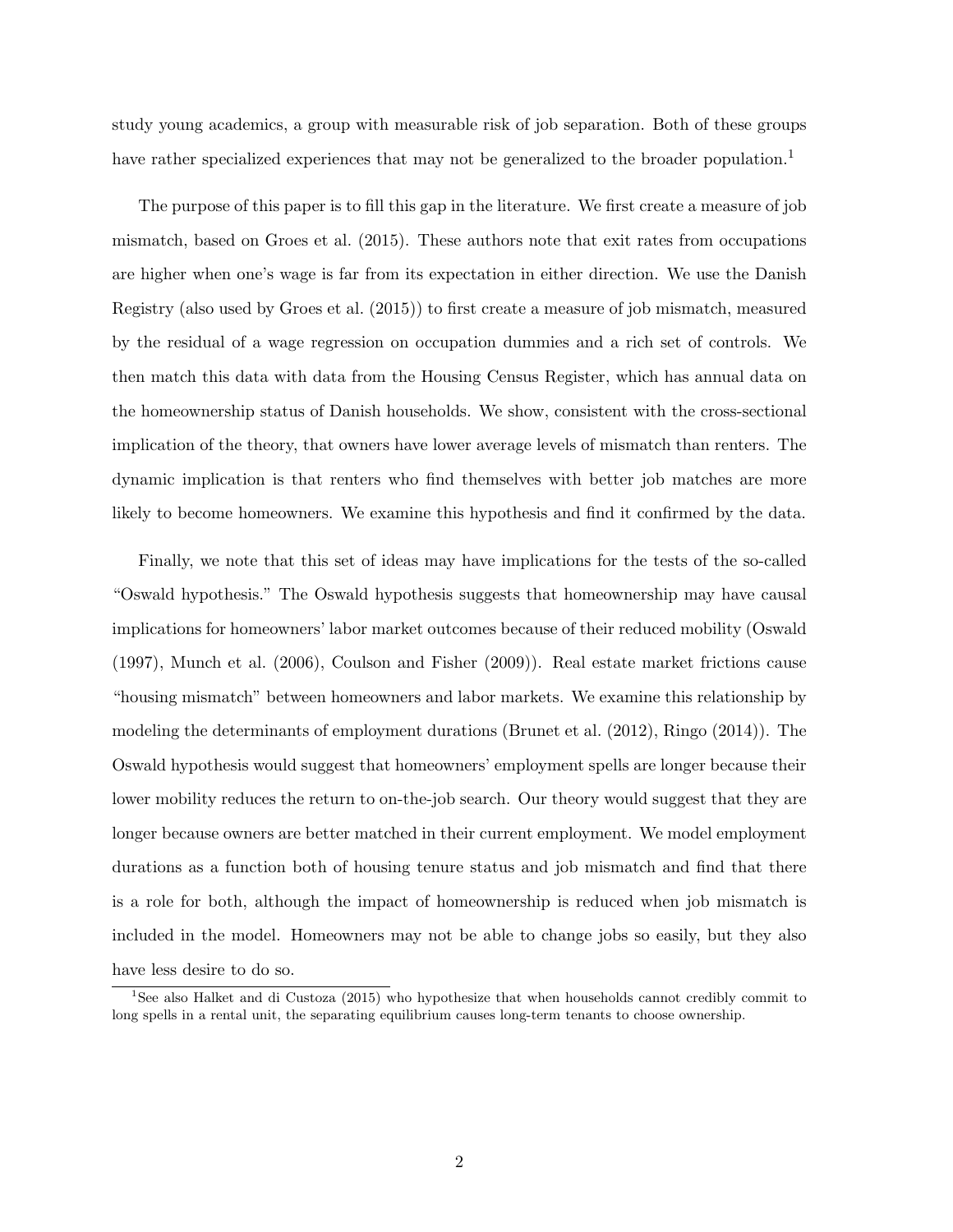study young academics, a group with measurable risk of job separation. Both of these groups have rather specialized experiences that may not be generalized to the broader population.[1]

The purpose of this paper is to fill this gap in the literature. We first create a measure of job mismatch, based on Groes et al. (2015). These authors note that exit rates from occupations are higher when one's wage is far from its expectation in either direction. We use the Danish Registry (also used by Groes et al. (2015)) to first create a measure of job mismatch, measured by the residual of a wage regression on occupation dummies and a rich set of controls. We then match this data with data from the Housing Census Register, which has annual data on the homeownership status of Danish households. We show, consistent with the cross-sectional implication of the theory, that owners have lower average levels of mismatch than renters. The dynamic implication is that renters who find themselves with better job matches are more likely to become homeowners. We examine this hypothesis and find it confirmed by the data.

Finally, we note that this set of ideas may have implications for the tests of the so-called "Oswald hypothesis." The Oswald hypothesis suggests that homeownership may have causal implications for homeowners' labor market outcomes because of their reduced mobility (Oswald (1997), Munch et al. (2006), Coulson and Fisher (2009)). Real estate market frictions cause "housing mismatch" between homeowners and labor markets. We examine this relationship by modeling the determinants of employment durations (Brunet et al. (2012), Ringo (2014)). The Oswald hypothesis would suggest that homeowners' employment spells are longer because their lower mobility reduces the return to on-the-job search. Our theory would suggest that they are longer because owners are better matched in their current employment. We model employment durations as a function both of housing tenure status and job mismatch and find that there is a role for both, although the impact of homeownership is reduced when job mismatch is included in the model. Homeowners may not be able to change jobs so easily, but they also have less desire to do so.

[1] See also Halket and di Custoza (2015) who hypothesize that when households cannot credibly commit to long spells in a rental unit, the separating equilibrium causes long-term tenants to choose ownership.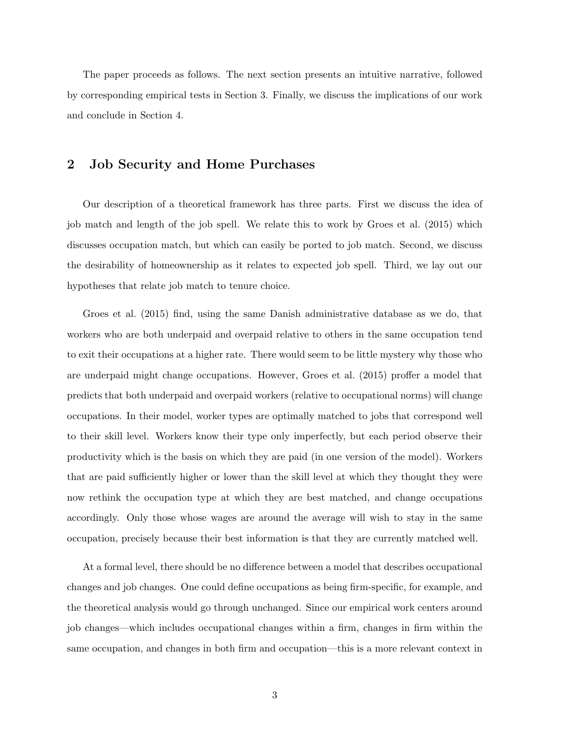The paper proceeds as follows. The next section presents an intuitive narrative, followed by corresponding empirical tests in Section 3. Finally, we discuss the implications of our work and conclude in Section 4.

## 2 Job Security and Home Purchases

Our description of a theoretical framework has three parts. First we discuss the idea of job match and length of the job spell. We relate this to work by Groes et al. (2015) which discusses occupation match, but which can easily be ported to job match. Second, we discuss the desirability of homeownership as it relates to expected job spell. Third, we lay out our hypotheses that relate job match to tenure choice.

Groes et al. (2015) find, using the same Danish administrative database as we do, that workers who are both underpaid and overpaid relative to others in the same occupation tend to exit their occupations at a higher rate. There would seem to be little mystery why those who are underpaid might change occupations. However, Groes et al. (2015) proffer a model that predicts that both underpaid and overpaid workers (relative to occupational norms) will change occupations. In their model, worker types are optimally matched to jobs that correspond well to their skill level. Workers know their type only imperfectly, but each period observe their productivity which is the basis on which they are paid (in one version of the model). Workers that are paid sufficiently higher or lower than the skill level at which they thought they were now rethink the occupation type at which they are best matched, and change occupations accordingly. Only those whose wages are around the average will wish to stay in the same occupation, precisely because their best information is that they are currently matched well.

At a formal level, there should be no difference between a model that describes occupational changes and job changes. One could define occupations as being firm-specific, for example, and the theoretical analysis would go through unchanged. Since our empirical work centers around job changes—which includes occupational changes within a firm, changes in firm within the same occupation, and changes in both firm and occupation—this is a more relevant context in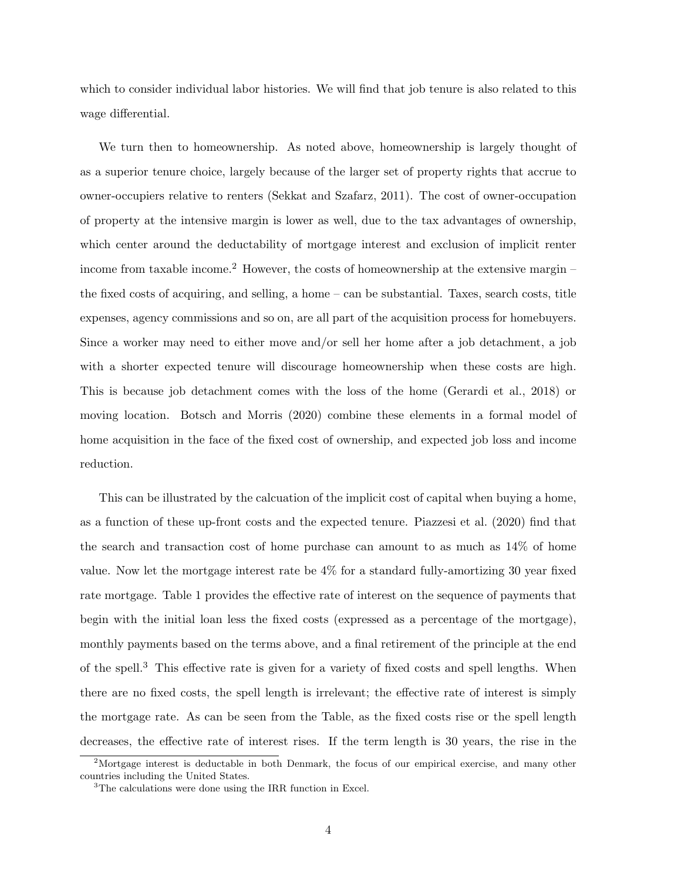which to consider individual labor histories. We will find that job tenure is also related to this wage differential.

We turn then to homeownership. As noted above, homeownership is largely thought of as a superior tenure choice, largely because of the larger set of property rights that accrue to owner-occupiers relative to renters (Sekkat and Szafarz, 2011). The cost of owner-occupation of property at the intensive margin is lower as well, due to the tax advantages of ownership, which center around the deductability of mortgage interest and exclusion of implicit renter income from taxable income.[2] However, the costs of homeownership at the extensive margin – the fixed costs of acquiring, and selling, a home – can be substantial. Taxes, search costs, title expenses, agency commissions and so on, are all part of the acquisition process for homebuyers. Since a worker may need to either move and/or sell her home after a job detachment, a job with a shorter expected tenure will discourage homeownership when these costs are high. This is because job detachment comes with the loss of the home (Gerardi et al., 2018) or moving location. Botsch and Morris (2020) combine these elements in a formal model of home acquisition in the face of the fixed cost of ownership, and expected job loss and income reduction.

This can be illustrated by the calcuation of the implicit cost of capital when buying a home, as a function of these up-front costs and the expected tenure. Piazzesi et al. (2020) find that the search and transaction cost of home purchase can amount to as much as 14% of home value. Now let the mortgage interest rate be 4% for a standard fully-amortizing 30 year fixed rate mortgage. Table 1 provides the effective rate of interest on the sequence of payments that begin with the initial loan less the fixed costs (expressed as a percentage of the mortgage), monthly payments based on the terms above, and a final retirement of the principle at the end of the spell.[3] This effective rate is given for a variety of fixed costs and spell lengths. When there are no fixed costs, the spell length is irrelevant; the effective rate of interest is simply the mortgage rate. As can be seen from the Table, as the fixed costs rise or the spell length decreases, the effective rate of interest rises. If the term length is 30 years, the rise in the

[2]Mortgage interest is deductable in both Denmark, the focus of our empirical exercise, and many other countries including the United States.

[3]The calculations were done using the IRR function in Excel.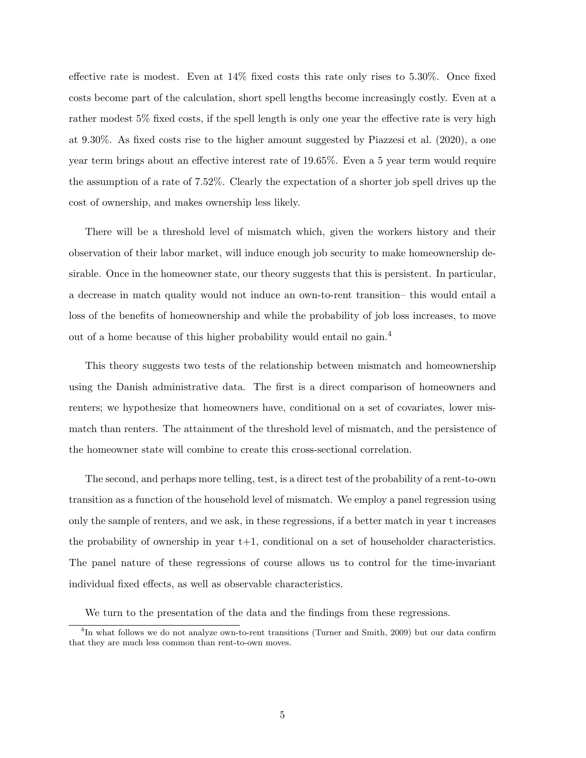effective rate is modest. Even at 14% fixed costs this rate only rises to 5.30%. Once fixed costs become part of the calculation, short spell lengths become increasingly costly. Even at a rather modest 5% fixed costs, if the spell length is only one year the effective rate is very high at 9.30%. As fixed costs rise to the higher amount suggested by Piazzesi et al. (2020), a one year term brings about an effective interest rate of 19.65%. Even a 5 year term would require the assumption of a rate of 7.52%. Clearly the expectation of a shorter job spell drives up the cost of ownership, and makes ownership less likely.

There will be a threshold level of mismatch which, given the workers history and their observation of their labor market, will induce enough job security to make homeownership desirable. Once in the homeowner state, our theory suggests that this is persistent. In particular, a decrease in match quality would not induce an own-to-rent transition– this would entail a loss of the benefits of homeownership and while the probability of job loss increases, to move out of a home because of this higher probability would entail no gain.[4]

This theory suggests two tests of the relationship between mismatch and homeownership using the Danish administrative data. The first is a direct comparison of homeowners and renters; we hypothesize that homeowners have, conditional on a set of covariates, lower mismatch than renters. The attainment of the threshold level of mismatch, and the persistence of the homeowner state will combine to create this cross-sectional correlation.

The second, and perhaps more telling, test, is a direct test of the probability of a rent-to-own transition as a function of the household level of mismatch. We employ a panel regression using only the sample of renters, and we ask, in these regressions, if a better match in year t increases the probability of ownership in year t+1, conditional on a set of householder characteristics. The panel nature of these regressions of course allows us to control for the time-invariant individual fixed effects, as well as observable characteristics.

We turn to the presentation of the data and the findings from these regressions.

[4]In what follows we do not analyze own-to-rent transitions (Turner and Smith, 2009) but our data confirm that they are much less common than rent-to-own moves.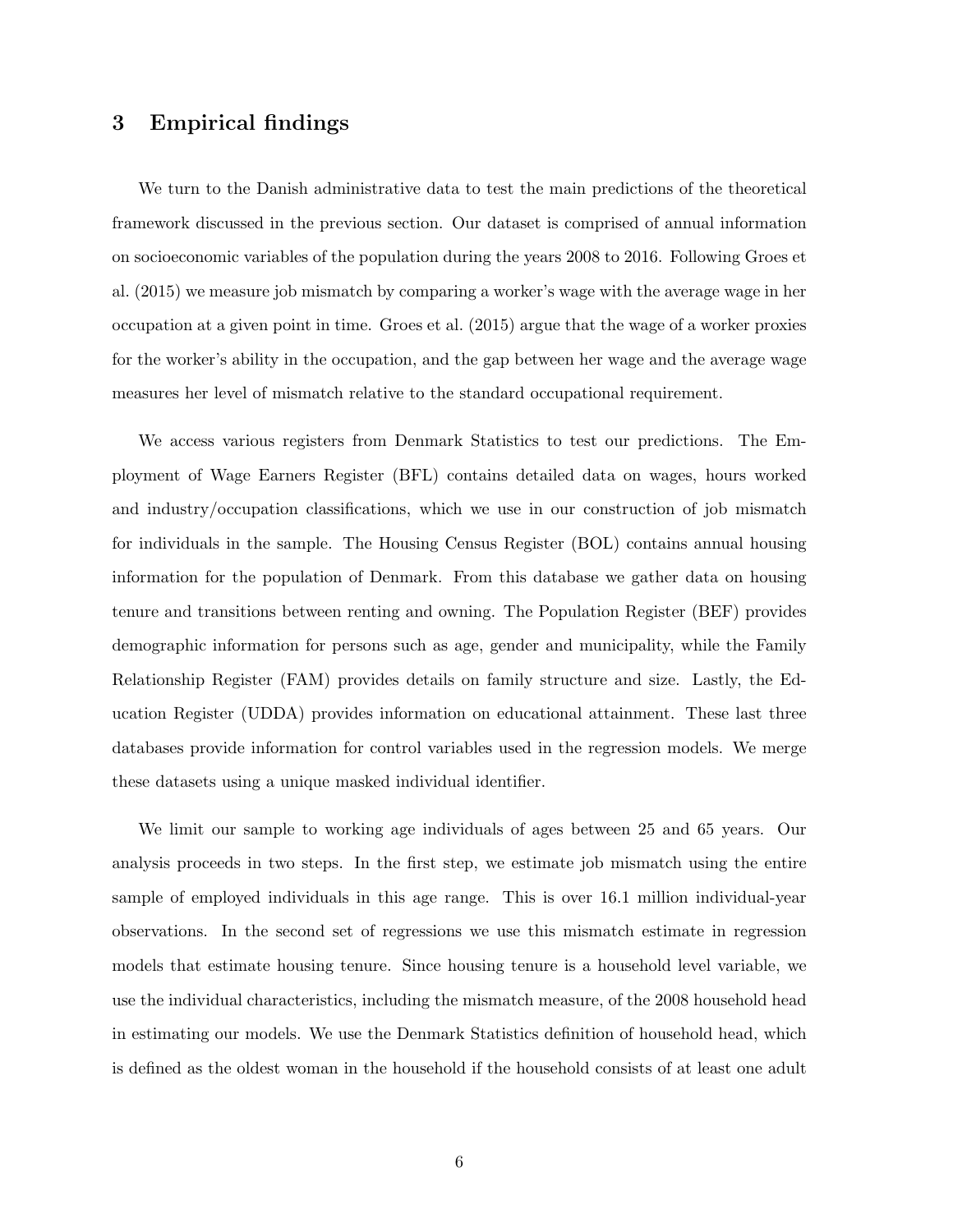## 3 Empirical findings

We turn to the Danish administrative data to test the main predictions of the theoretical framework discussed in the previous section. Our dataset is comprised of annual information on socioeconomic variables of the population during the years 2008 to 2016. Following Groes et al. (2015) we measure job mismatch by comparing a worker's wage with the average wage in her occupation at a given point in time. Groes et al. (2015) argue that the wage of a worker proxies for the worker's ability in the occupation, and the gap between her wage and the average wage measures her level of mismatch relative to the standard occupational requirement.

We access various registers from Denmark Statistics to test our predictions. The Employment of Wage Earners Register (BFL) contains detailed data on wages, hours worked and industry/occupation classifications, which we use in our construction of job mismatch for individuals in the sample. The Housing Census Register (BOL) contains annual housing information for the population of Denmark. From this database we gather data on housing tenure and transitions between renting and owning. The Population Register (BEF) provides demographic information for persons such as age, gender and municipality, while the Family Relationship Register (FAM) provides details on family structure and size. Lastly, the Education Register (UDDA) provides information on educational attainment. These last three databases provide information for control variables used in the regression models. We merge these datasets using a unique masked individual identifier.

We limit our sample to working age individuals of ages between 25 and 65 years. Our analysis proceeds in two steps. In the first step, we estimate job mismatch using the entire sample of employed individuals in this age range. This is over 16.1 million individual-year observations. In the second set of regressions we use this mismatch estimate in regression models that estimate housing tenure. Since housing tenure is a household level variable, we use the individual characteristics, including the mismatch measure, of the 2008 household head in estimating our models. We use the Denmark Statistics definition of household head, which is defined as the oldest woman in the household if the household consists of at least one adult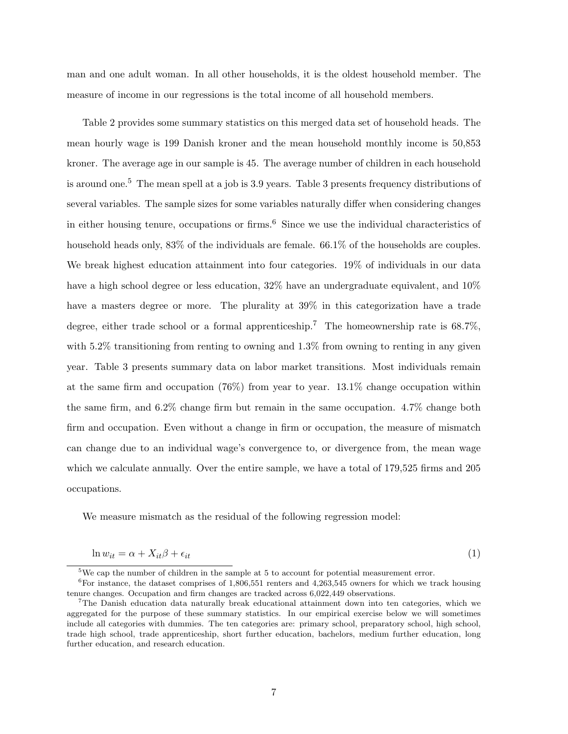man and one adult woman. In all other households, it is the oldest household member. The measure of income in our regressions is the total income of all household members.

Table 2 provides some summary statistics on this merged data set of household heads. The mean hourly wage is 199 Danish kroner and the mean household monthly income is 50,853 kroner. The average age in our sample is 45. The average number of children in each household is around one.[5] The mean spell at a job is 3.9 years. Table 3 presents frequency distributions of several variables. The sample sizes for some variables naturally differ when considering changes in either housing tenure, occupations or firms.[6] Since we use the individual characteristics of household heads only, 83% of the individuals are female. 66.1% of the households are couples. We break highest education attainment into four categories. 19% of individuals in our data have a high school degree or less education, 32% have an undergraduate equivalent, and 10% have a masters degree or more. The plurality at 39% in this categorization have a trade degree, either trade school or a formal apprenticeship.[7] The homeownership rate is 68.7%, with 5.2% transitioning from renting to owning and 1.3% from owning to renting in any given year. Table 3 presents summary data on labor market transitions. Most individuals remain at the same firm and occupation (76%) from year to year. 13.1% change occupation within the same firm, and 6.2% change firm but remain in the same occupation. 4.7% change both firm and occupation. Even without a change in firm or occupation, the measure of mismatch can change due to an individual wage's convergence to, or divergence from, the mean wage which we calculate annually. Over the entire sample, we have a total of 179,525 firms and 205 occupations.

We measure mismatch as the residual of the following regression model:

$$\ln w_{it} = \alpha + X_{it}\beta + \epsilon_{it} \tag{1}$$

[5] We cap the number of children in the sample at 5 to account for potential measurement error.

[6] For instance, the dataset comprises of 1,806,551 renters and 4,263,545 owners for which we track housing tenure changes. Occupation and firm changes are tracked across 6,022,449 observations.

[7] The Danish education data naturally break educational attainment down into ten categories, which we aggregated for the purpose of these summary statistics. In our empirical exercise below we will sometimes include all categories with dummies. The ten categories are: primary school, preparatory school, high school, trade high school, trade apprenticeship, short further education, bachelors, medium further education, long further education, and research education.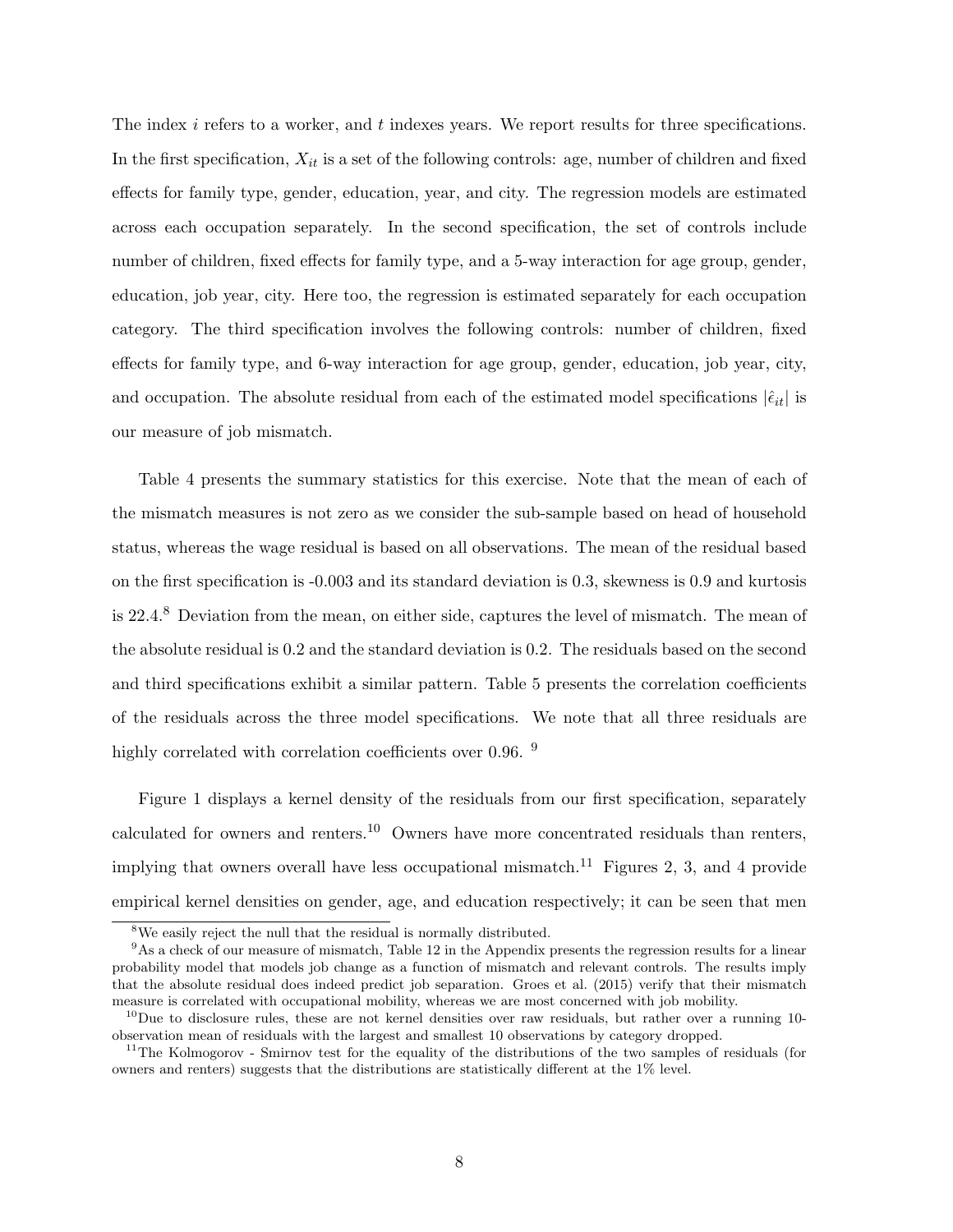The index $i$ refers to a worker, and $t$ indexes years. We report results for three specifications. In the first specification, $X_{it}$ is a set of the following controls: age, number of children and fixed effects for family type, gender, education, year, and city. The regression models are estimated across each occupation separately. In the second specification, the set of controls include number of children, fixed effects for family type, and a 5-way interaction for age group, gender, education, job year, city. Here too, the regression is estimated separately for each occupation category. The third specification involves the following controls: number of children, fixed effects for family type, and 6-way interaction for age group, gender, education, job year, city, and occupation. The absolute residual from each of the estimated model specifications $|\hat{\epsilon}_{it}|$ is our measure of job mismatch.

Table 4 presents the summary statistics for this exercise. Note that the mean of each of the mismatch measures is not zero as we consider the sub-sample based on head of household status, whereas the wage residual is based on all observations. The mean of the residual based on the first specification is -0.003 and its standard deviation is 0.3, skewness is 0.9 and kurtosis is 22.4.[8] Deviation from the mean, on either side, captures the level of mismatch. The mean of the absolute residual is 0.2 and the standard deviation is 0.2. The residuals based on the second and third specifications exhibit a similar pattern. Table 5 presents the correlation coefficients of the residuals across the three model specifications. We note that all three residuals are highly correlated with correlation coefficients over 0.96. [9]

Figure 1 displays a kernel density of the residuals from our first specification, separately calculated for owners and renters.[10] Owners have more concentrated residuals than renters, implying that owners overall have less occupational mismatch.[11] Figures 2, 3, and 4 provide empirical kernel densities on gender, age, and education respectively; it can be seen that men

[8]We easily reject the null that the residual is normally distributed.

[9]As a check of our measure of mismatch, Table 12 in the Appendix presents the regression results for a linear probability model that models job change as a function of mismatch and relevant controls. The results imply that the absolute residual does indeed predict job separation. Groes et al. (2015) verify that their mismatch measure is correlated with occupational mobility, whereas we are most concerned with job mobility.

[10]Due to disclosure rules, these are not kernel densities over raw residuals, but rather over a running 10-observation mean of residuals with the largest and smallest 10 observations by category dropped.

[11]The Kolmogorov - Smirnov test for the equality of the distributions of the two samples of residuals (for owners and renters) suggests that the distributions are statistically different at the 1% level.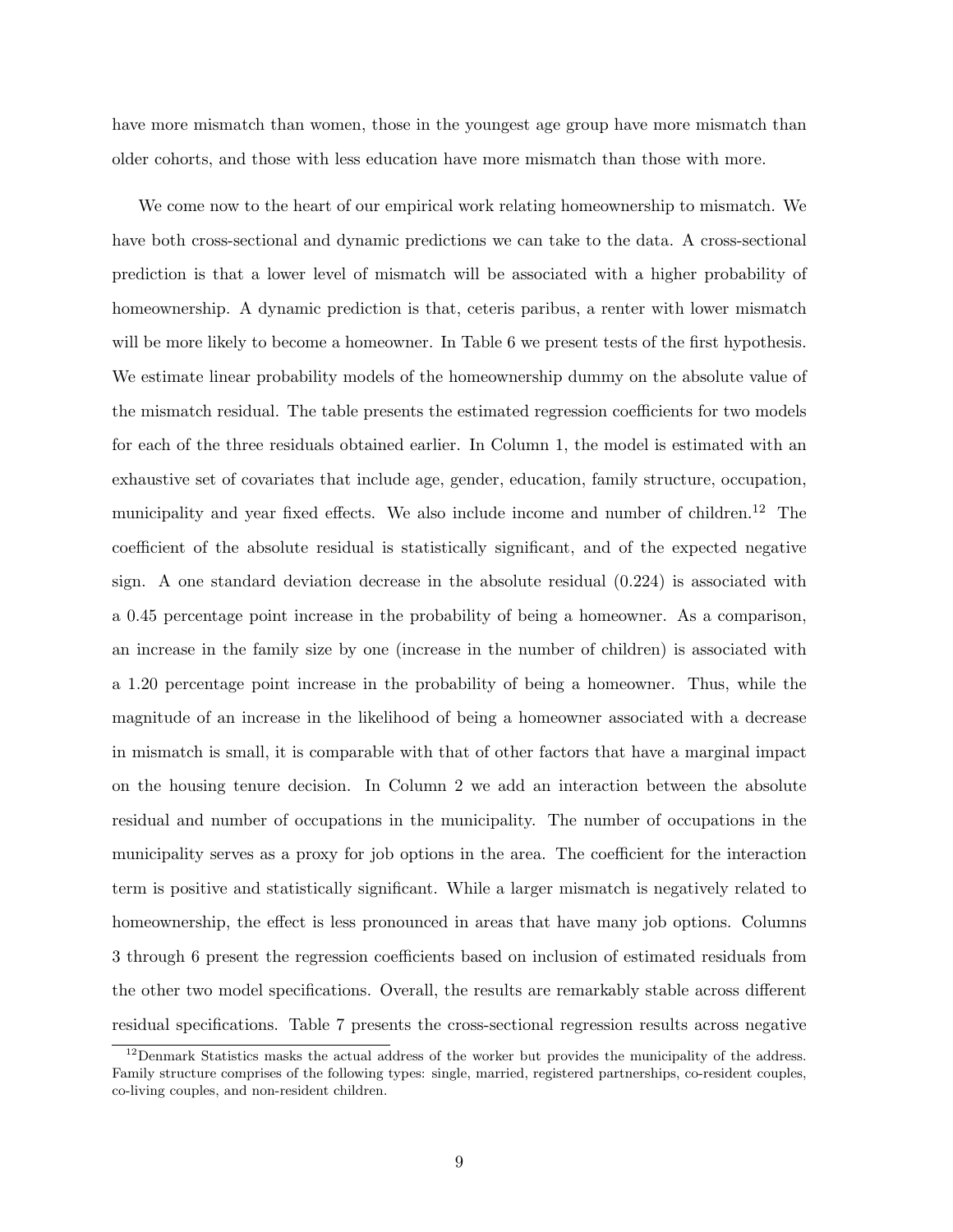have more mismatch than women, those in the youngest age group have more mismatch than older cohorts, and those with less education have more mismatch than those with more.

We come now to the heart of our empirical work relating homeownership to mismatch. We have both cross-sectional and dynamic predictions we can take to the data. A cross-sectional prediction is that a lower level of mismatch will be associated with a higher probability of homeownership. A dynamic prediction is that, ceteris paribus, a renter with lower mismatch will be more likely to become a homeowner. In Table 6 we present tests of the first hypothesis. We estimate linear probability models of the homeownership dummy on the absolute value of the mismatch residual. The table presents the estimated regression coefficients for two models for each of the three residuals obtained earlier. In Column 1, the model is estimated with an exhaustive set of covariates that include age, gender, education, family structure, occupation, municipality and year fixed effects. We also include income and number of children.[12] The coefficient of the absolute residual is statistically significant, and of the expected negative sign. A one standard deviation decrease in the absolute residual (0.224) is associated with a 0.45 percentage point increase in the probability of being a homeowner. As a comparison, an increase in the family size by one (increase in the number of children) is associated with a 1.20 percentage point increase in the probability of being a homeowner. Thus, while the magnitude of an increase in the likelihood of being a homeowner associated with a decrease in mismatch is small, it is comparable with that of other factors that have a marginal impact on the housing tenure decision. In Column 2 we add an interaction between the absolute residual and number of occupations in the municipality. The number of occupations in the municipality serves as a proxy for job options in the area. The coefficient for the interaction term is positive and statistically significant. While a larger mismatch is negatively related to homeownership, the effect is less pronounced in areas that have many job options. Columns 3 through 6 present the regression coefficients based on inclusion of estimated residuals from the other two model specifications. Overall, the results are remarkably stable across different residual specifications. Table 7 presents the cross-sectional regression results across negative

[12] Denmark Statistics masks the actual address of the worker but provides the municipality of the address. Family structure comprises of the following types: single, married, registered partnerships, co-resident couples, co-living couples, and non-resident children.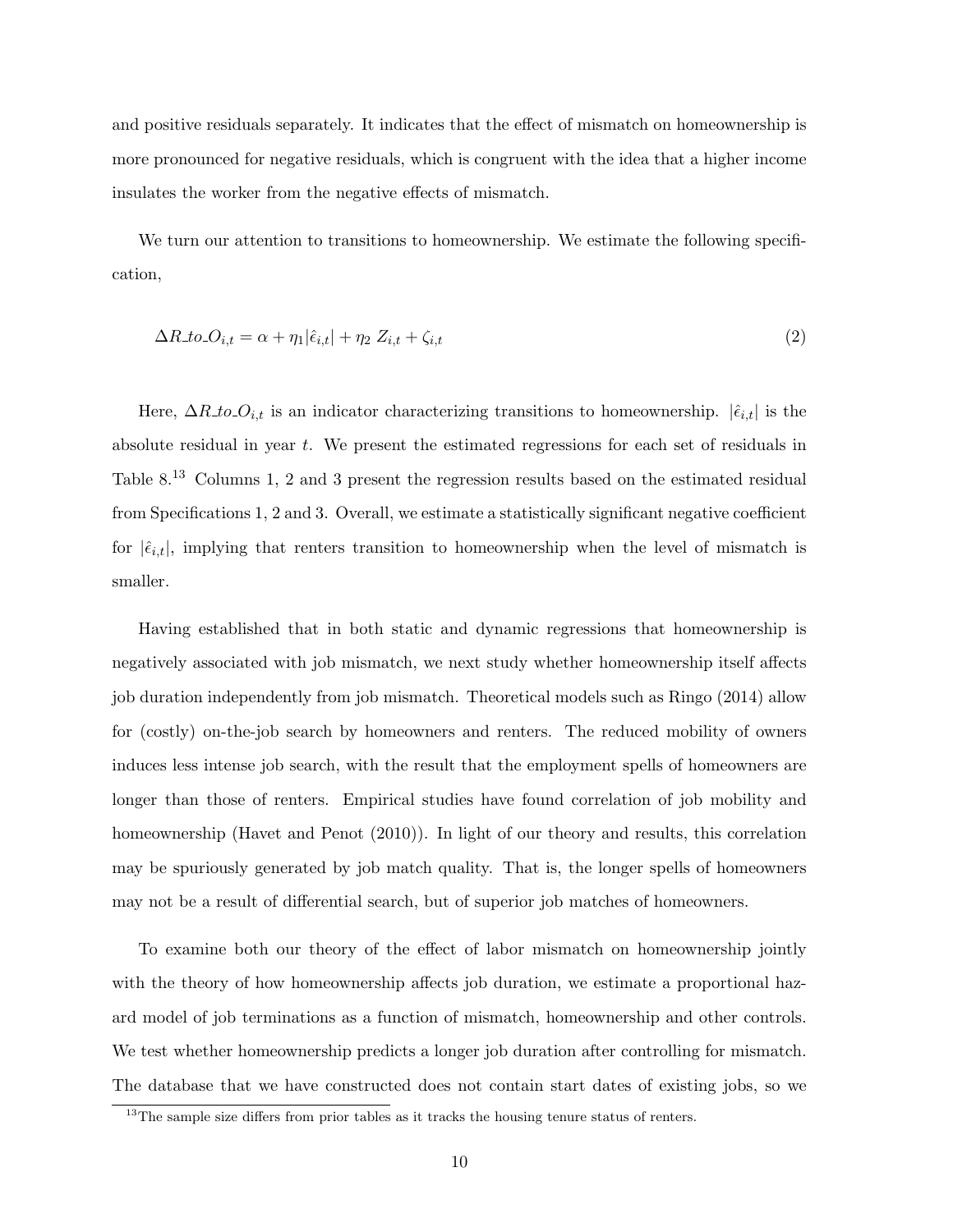and positive residuals separately. It indicates that the effect of mismatch on homeownership is more pronounced for negative residuals, which is congruent with the idea that a higher income insulates the worker from the negative effects of mismatch.

We turn our attention to transitions to homeownership. We estimate the following specification,

$$\Delta R\_to\_O_{i,t} = \alpha + \eta_1 |\hat{\epsilon}_{i,t}| + \eta_2 \, Z_{i,t} + \zeta_{i,t} \tag{2}$$

Here, $\Delta R\_to\_O_{i,t}$ is an indicator characterizing transitions to homeownership. $|\hat{\epsilon}_{i,t}|$ is the absolute residual in year $t$. We present the estimated regressions for each set of residuals in Table 8.[13] Columns 1, 2 and 3 present the regression results based on the estimated residual from Specifications 1, 2 and 3. Overall, we estimate a statistically significant negative coefficient for $|\hat{\epsilon}_{i,t}|$, implying that renters transition to homeownership when the level of mismatch is smaller.

Having established that in both static and dynamic regressions that homeownership is negatively associated with job mismatch, we next study whether homeownership itself affects job duration independently from job mismatch. Theoretical models such as Ringo (2014) allow for (costly) on-the-job search by homeowners and renters. The reduced mobility of owners induces less intense job search, with the result that the employment spells of homeowners are longer than those of renters. Empirical studies have found correlation of job mobility and homeownership (Havet and Penot (2010)). In light of our theory and results, this correlation may be spuriously generated by job match quality. That is, the longer spells of homeowners may not be a result of differential search, but of superior job matches of homeowners.

To examine both our theory of the effect of labor mismatch on homeownership jointly with the theory of how homeownership affects job duration, we estimate a proportional hazard model of job terminations as a function of mismatch, homeownership and other controls. We test whether homeownership predicts a longer job duration after controlling for mismatch. The database that we have constructed does not contain start dates of existing jobs, so we

[13] The sample size differs from prior tables as it tracks the housing tenure status of renters.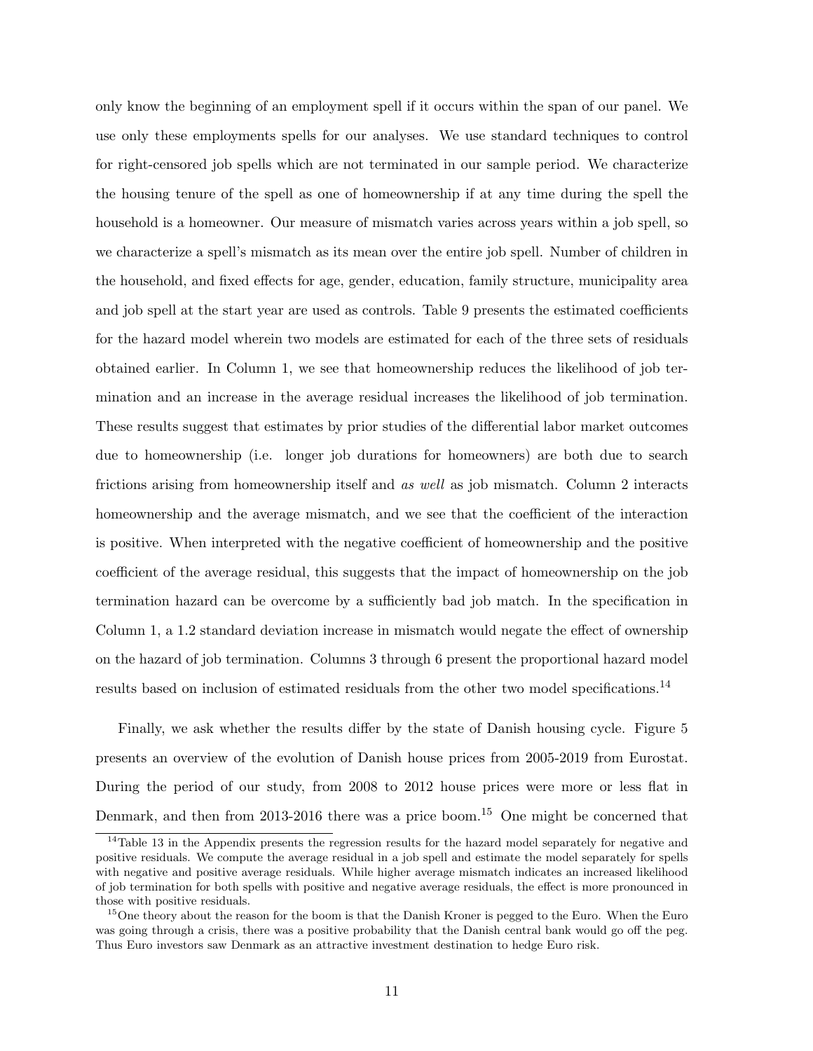only know the beginning of an employment spell if it occurs within the span of our panel. We use only these employments spells for our analyses. We use standard techniques to control for right-censored job spells which are not terminated in our sample period. We characterize the housing tenure of the spell as one of homeownership if at any time during the spell the household is a homeowner. Our measure of mismatch varies across years within a job spell, so we characterize a spell's mismatch as its mean over the entire job spell. Number of children in the household, and fixed effects for age, gender, education, family structure, municipality area and job spell at the start year are used as controls. Table 9 presents the estimated coefficients for the hazard model wherein two models are estimated for each of the three sets of residuals obtained earlier. In Column 1, we see that homeownership reduces the likelihood of job termination and an increase in the average residual increases the likelihood of job termination. These results suggest that estimates by prior studies of the differential labor market outcomes due to homeownership (i.e. longer job durations for homeowners) are both due to search frictions arising from homeownership itself and *as well* as job mismatch. Column 2 interacts homeownership and the average mismatch, and we see that the coefficient of the interaction is positive. When interpreted with the negative coefficient of homeownership and the positive coefficient of the average residual, this suggests that the impact of homeownership on the job termination hazard can be overcome by a sufficiently bad job match. In the specification in Column 1, a 1.2 standard deviation increase in mismatch would negate the effect of ownership on the hazard of job termination. Columns 3 through 6 present the proportional hazard model results based on inclusion of estimated residuals from the other two model specifications.[14]

Finally, we ask whether the results differ by the state of Danish housing cycle. Figure 5 presents an overview of the evolution of Danish house prices from 2005-2019 from Eurostat. During the period of our study, from 2008 to 2012 house prices were more or less flat in Denmark, and then from 2013-2016 there was a price boom.[15] One might be concerned that

[14] Table 13 in the Appendix presents the regression results for the hazard model separately for negative and positive residuals. We compute the average residual in a job spell and estimate the model separately for spells with negative and positive average residuals. While higher average mismatch indicates an increased likelihood of job termination for both spells with positive and negative average residuals, the effect is more pronounced in those with positive residuals.

[15] One theory about the reason for the boom is that the Danish Kroner is pegged to the Euro. When the Euro was going through a crisis, there was a positive probability that the Danish central bank would go off the peg. Thus Euro investors saw Denmark as an attractive investment destination to hedge Euro risk.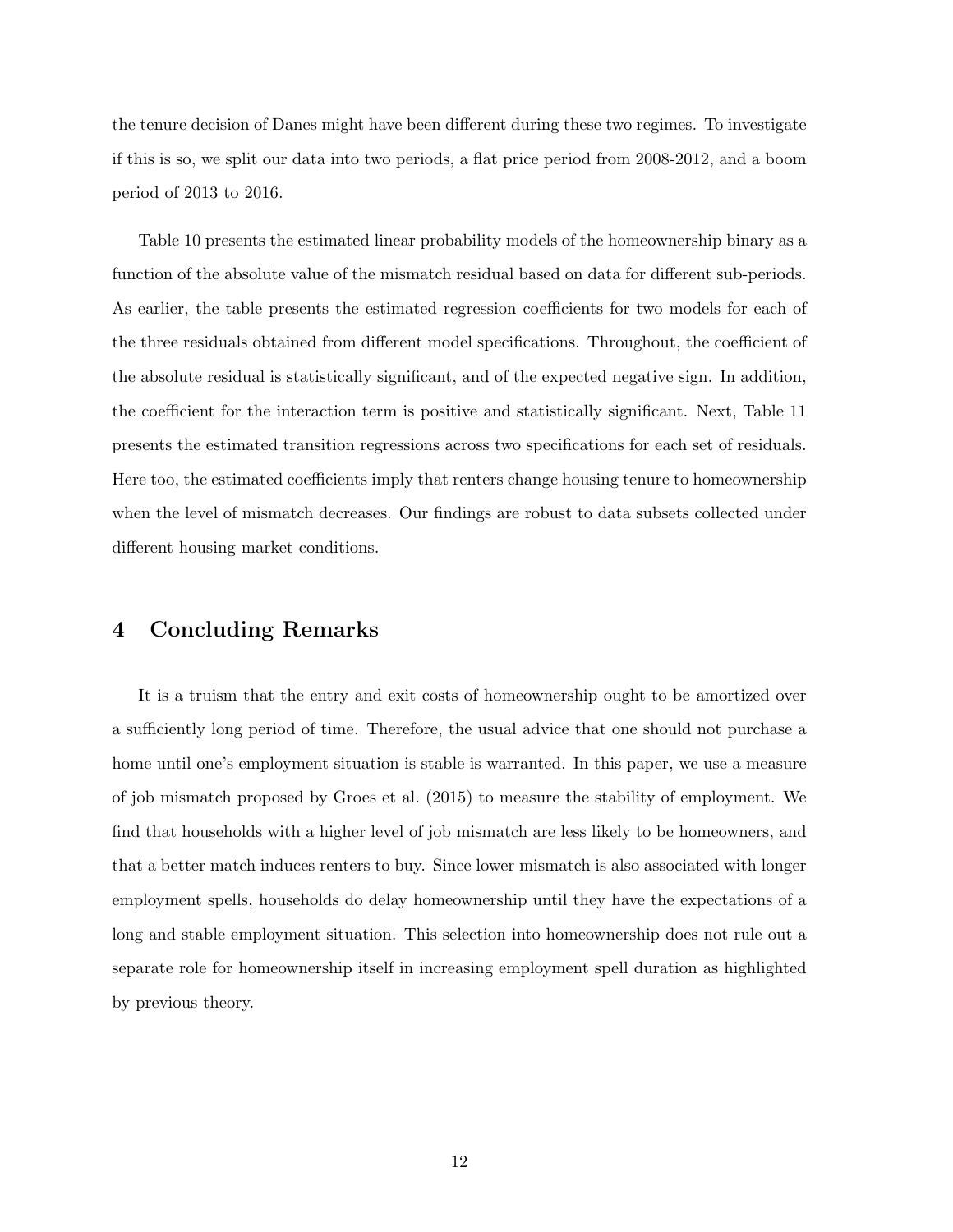the tenure decision of Danes might have been different during these two regimes. To investigate if this is so, we split our data into two periods, a flat price period from 2008-2012, and a boom period of 2013 to 2016.

Table 10 presents the estimated linear probability models of the homeownership binary as a function of the absolute value of the mismatch residual based on data for different sub-periods. As earlier, the table presents the estimated regression coefficients for two models for each of the three residuals obtained from different model specifications. Throughout, the coefficient of the absolute residual is statistically significant, and of the expected negative sign. In addition, the coefficient for the interaction term is positive and statistically significant. Next, Table 11 presents the estimated transition regressions across two specifications for each set of residuals. Here too, the estimated coefficients imply that renters change housing tenure to homeownership when the level of mismatch decreases. Our findings are robust to data subsets collected under different housing market conditions.

# 4 Concluding Remarks

It is a truism that the entry and exit costs of homeownership ought to be amortized over a sufficiently long period of time. Therefore, the usual advice that one should not purchase a home until one's employment situation is stable is warranted. In this paper, we use a measure of job mismatch proposed by Groes et al. (2015) to measure the stability of employment. We find that households with a higher level of job mismatch are less likely to be homeowners, and that a better match induces renters to buy. Since lower mismatch is also associated with longer employment spells, households do delay homeownership until they have the expectations of a long and stable employment situation. This selection into homeownership does not rule out a separate role for homeownership itself in increasing employment spell duration as highlighted by previous theory.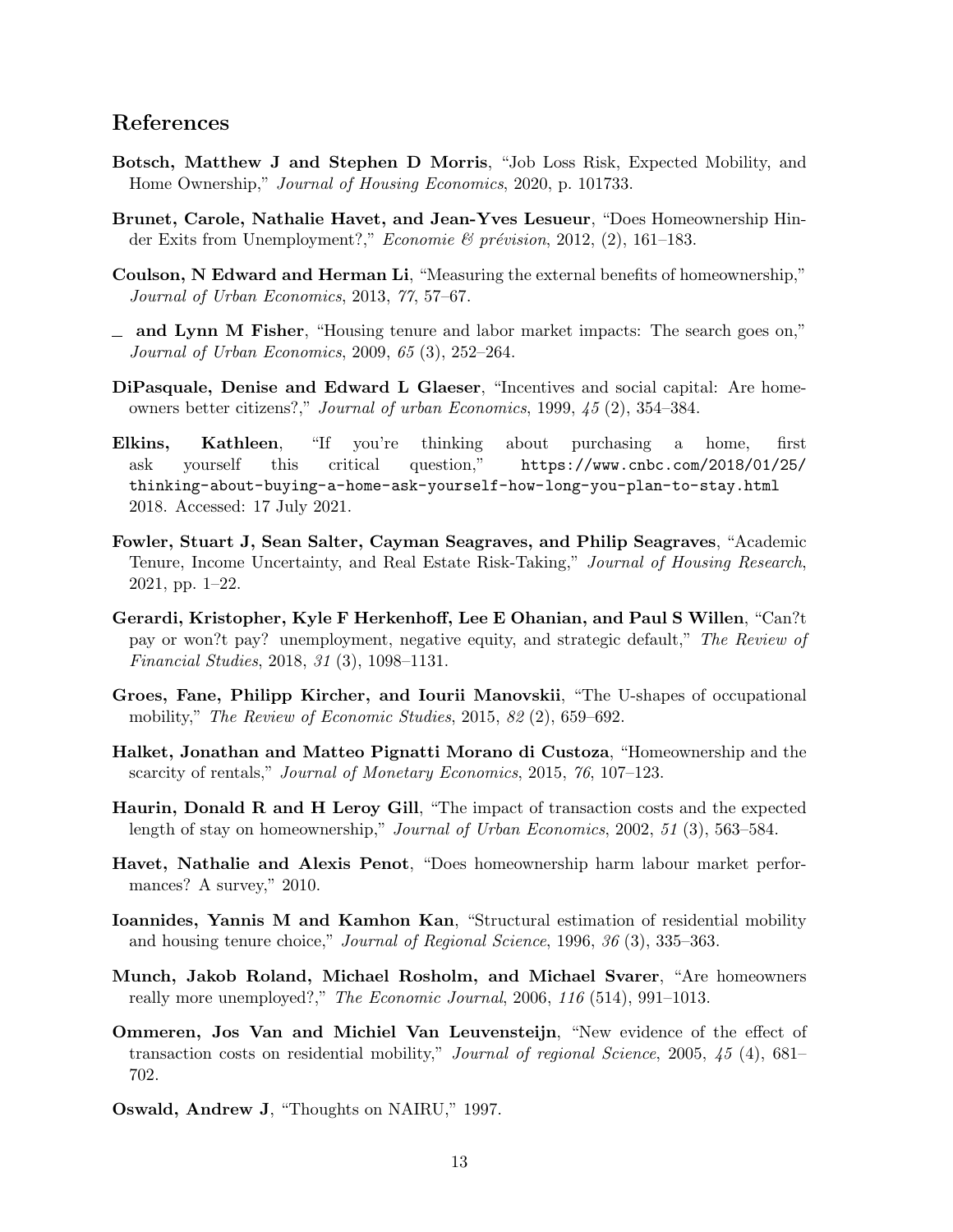## References

**Botsch, Matthew J and Stephen D Morris**, "Job Loss Risk, Expected Mobility, and Home Ownership," *Journal of Housing Economics*, 2020, p. 101733.

**Brunet, Carole, Nathalie Havet, and Jean-Yves Lesueur**, "Does Homeownership Hinder Exits from Unemployment?," *Economie & prévision*, 2012, (2), 161–183.

**Coulson, N Edward and Herman Li**, "Measuring the external benefits of homeownership," *Journal of Urban Economics*, 2013, *77*, 57–67.

\_ **and Lynn M Fisher**, "Housing tenure and labor market impacts: The search goes on," *Journal of Urban Economics*, 2009, *65* (3), 252–264.

**DiPasquale, Denise and Edward L Glaeser**, "Incentives and social capital: Are homeowners better citizens?," *Journal of urban Economics*, 1999, *45* (2), 354–384.

**Elkins, Kathleen**, "If you're thinking about purchasing a home, first ask yourself this critical question," `https://www.cnbc.com/2018/01/25/thinking-about-buying-a-home-ask-yourself-how-long-you-plan-to-stay.html` 2018. Accessed: 17 July 2021.

**Fowler, Stuart J, Sean Salter, Cayman Seagraves, and Philip Seagraves**, "Academic Tenure, Income Uncertainty, and Real Estate Risk-Taking," *Journal of Housing Research*, 2021, pp. 1–22.

**Gerardi, Kristopher, Kyle F Herkenhoff, Lee E Ohanian, and Paul S Willen**, "Can?t pay or won?t pay? unemployment, negative equity, and strategic default," *The Review of Financial Studies*, 2018, *31* (3), 1098–1131.

**Groes, Fane, Philipp Kircher, and Iourii Manovskii**, "The U-shapes of occupational mobility," *The Review of Economic Studies*, 2015, *82* (2), 659–692.

**Halket, Jonathan and Matteo Pignatti Morano di Custoza**, "Homeownership and the scarcity of rentals," *Journal of Monetary Economics*, 2015, *76*, 107–123.

**Haurin, Donald R and H Leroy Gill**, "The impact of transaction costs and the expected length of stay on homeownership," *Journal of Urban Economics*, 2002, *51* (3), 563–584.

**Havet, Nathalie and Alexis Penot**, "Does homeownership harm labour market performances? A survey," 2010.

**Ioannides, Yannis M and Kamhon Kan**, "Structural estimation of residential mobility and housing tenure choice," *Journal of Regional Science*, 1996, *36* (3), 335–363.

**Munch, Jakob Roland, Michael Rosholm, and Michael Svarer**, "Are homeowners really more unemployed?," *The Economic Journal*, 2006, *116* (514), 991–1013.

**Ommeren, Jos Van and Michiel Van Leuvensteijn**, "New evidence of the effect of transaction costs on residential mobility," *Journal of regional Science*, 2005, *45* (4), 681–702.

**Oswald, Andrew J**, "Thoughts on NAIRU," 1997.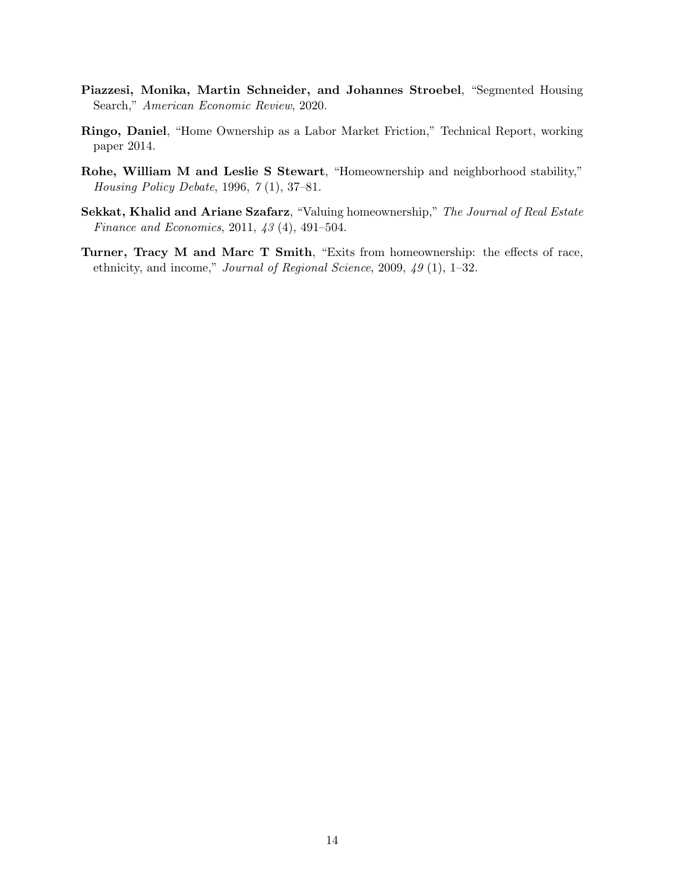**Piazzesi, Monika, Martin Schneider, and Johannes Stroebel**, "Segmented Housing Search," *American Economic Review*, 2020.

**Ringo, Daniel**, "Home Ownership as a Labor Market Friction," Technical Report, working paper 2014.

**Rohe, William M and Leslie S Stewart**, "Homeownership and neighborhood stability," *Housing Policy Debate*, 1996, *7* (1), 37–81.

**Sekkat, Khalid and Ariane Szafarz**, "Valuing homeownership," *The Journal of Real Estate Finance and Economics*, 2011, *43* (4), 491–504.

**Turner, Tracy M and Marc T Smith**, "Exits from homeownership: the effects of race, ethnicity, and income," *Journal of Regional Science*, 2009, *49* (1), 1–32.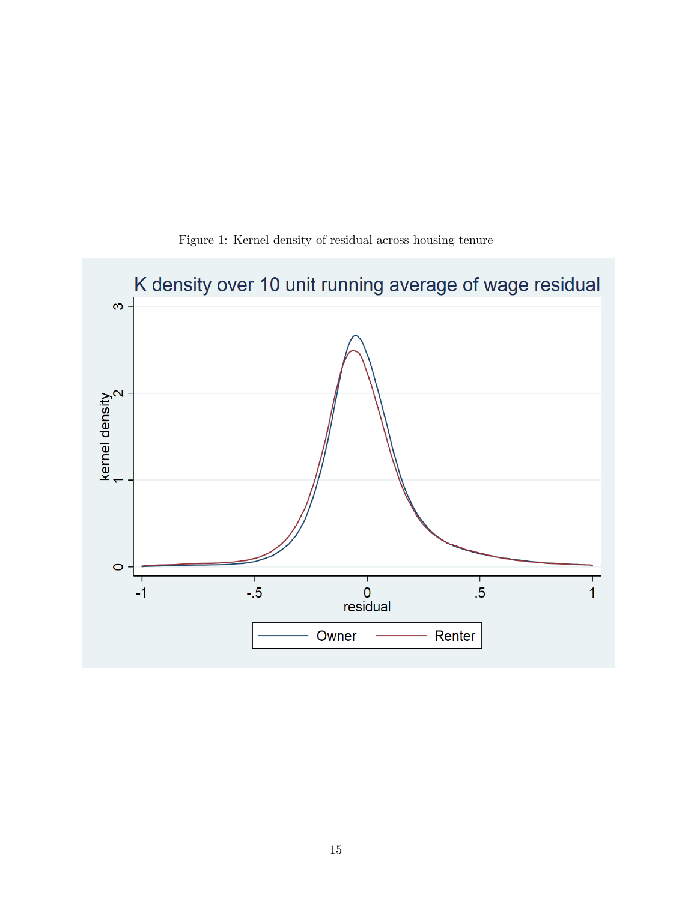Figure 1: Kernel density of residual across housing tenure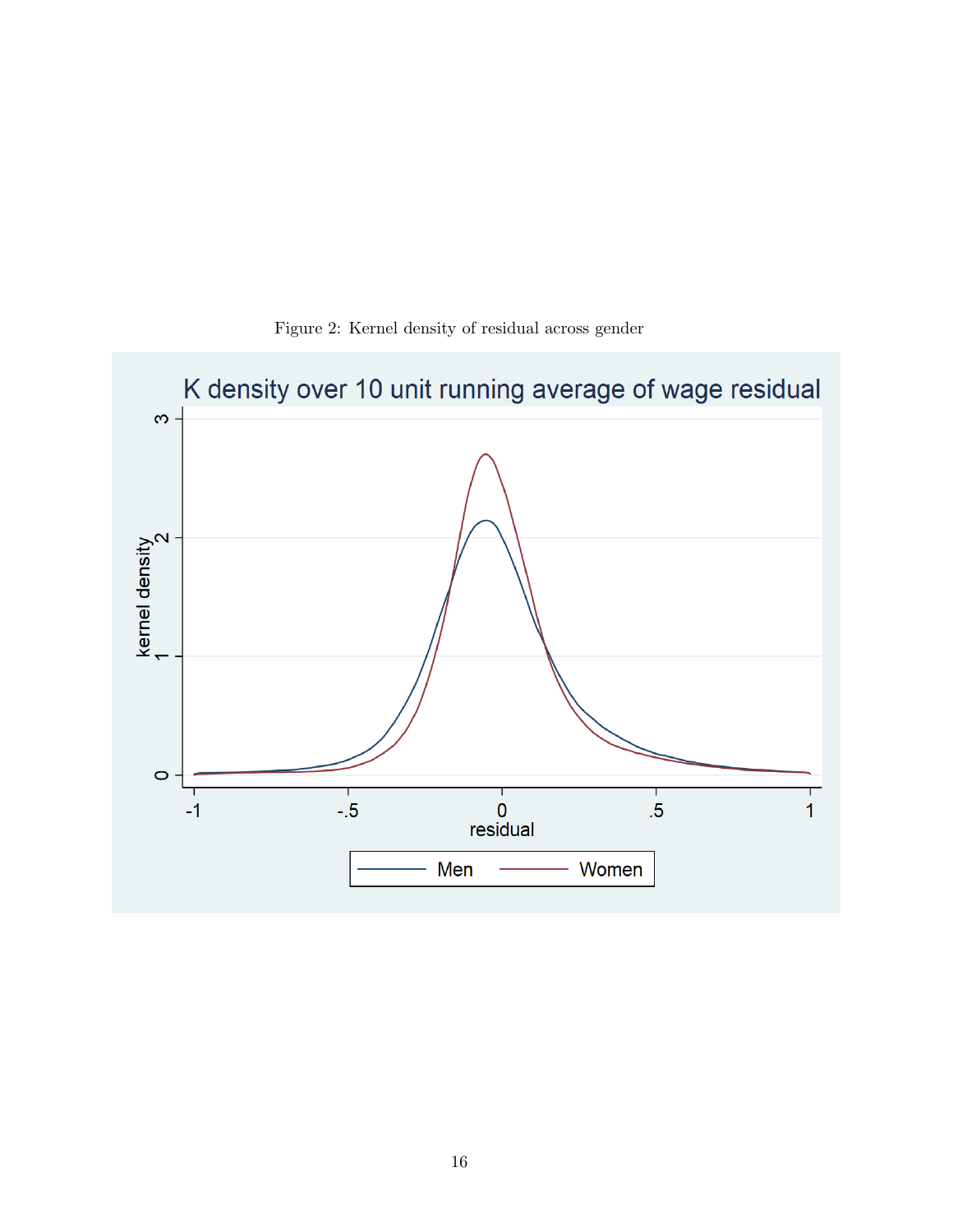Figure 2: Kernel density of residual across gender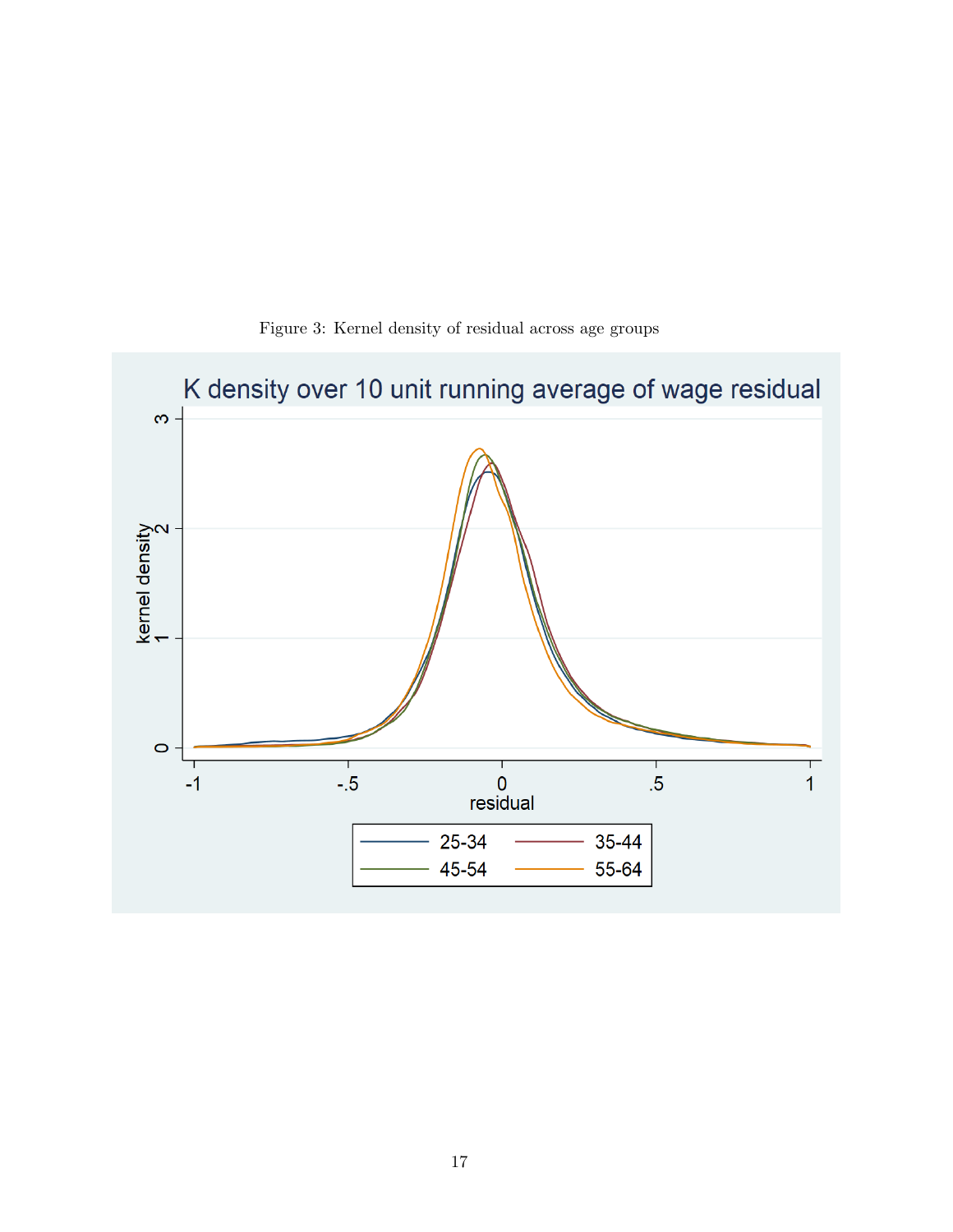Figure 3: Kernel density of residual across age groups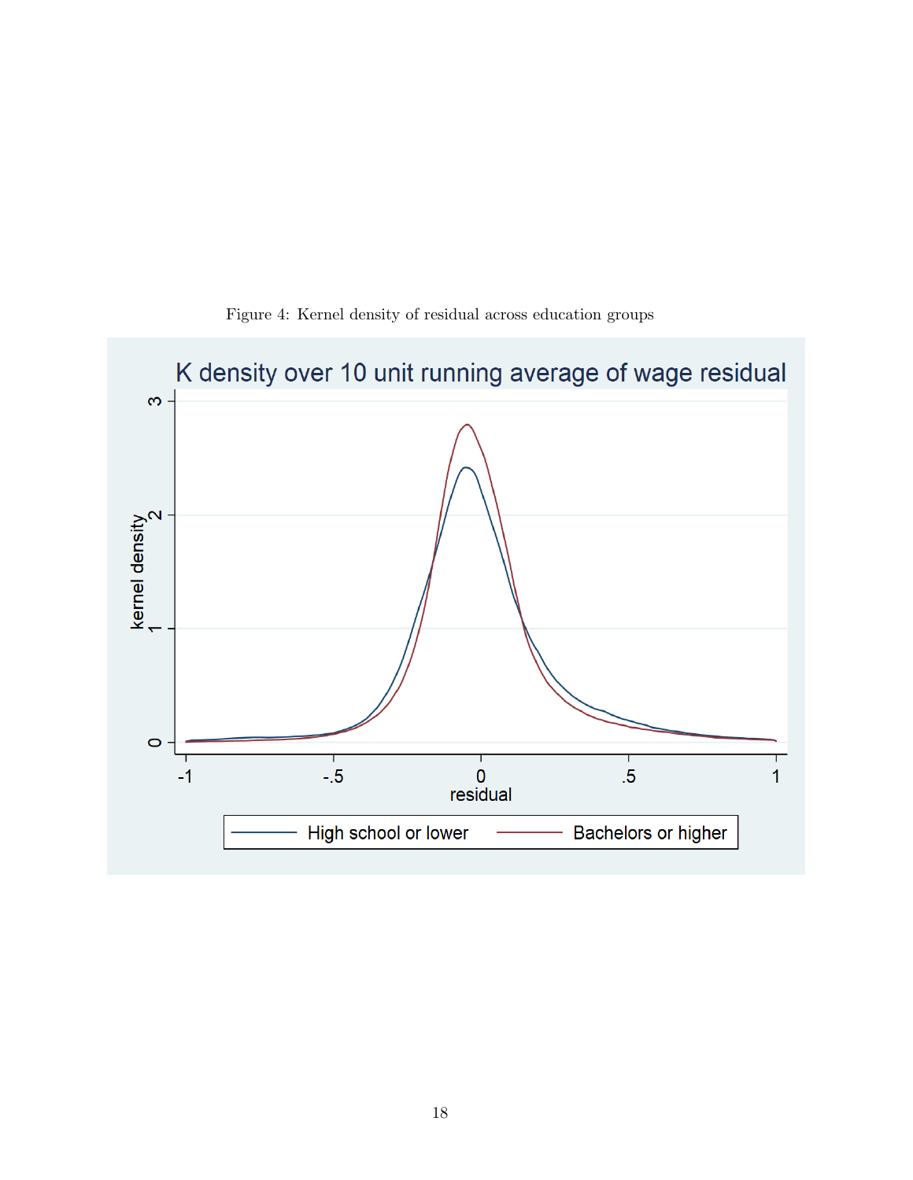Figure 4: Kernel density of residual across education groups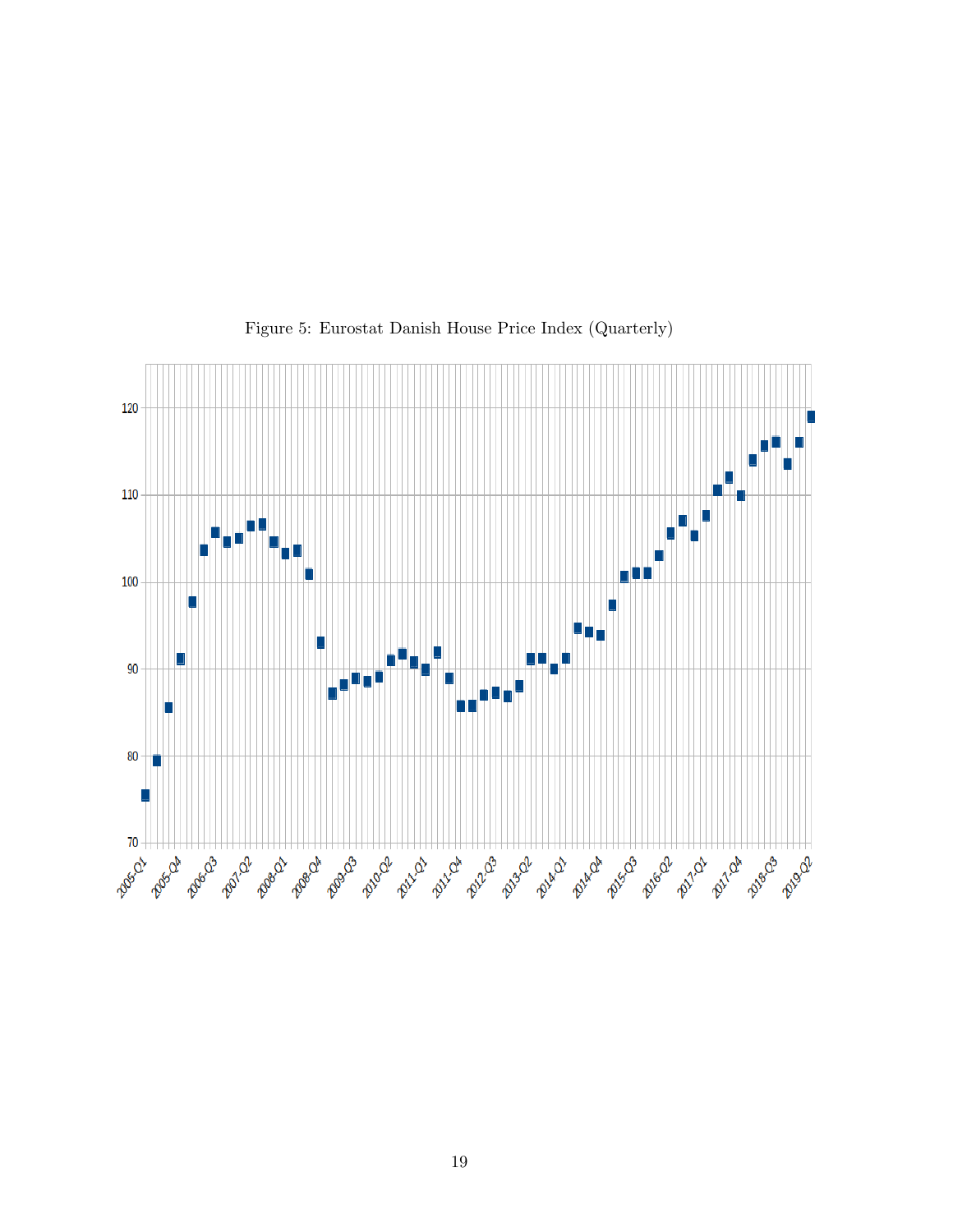Figure 5: Eurostat Danish House Price Index (Quarterly)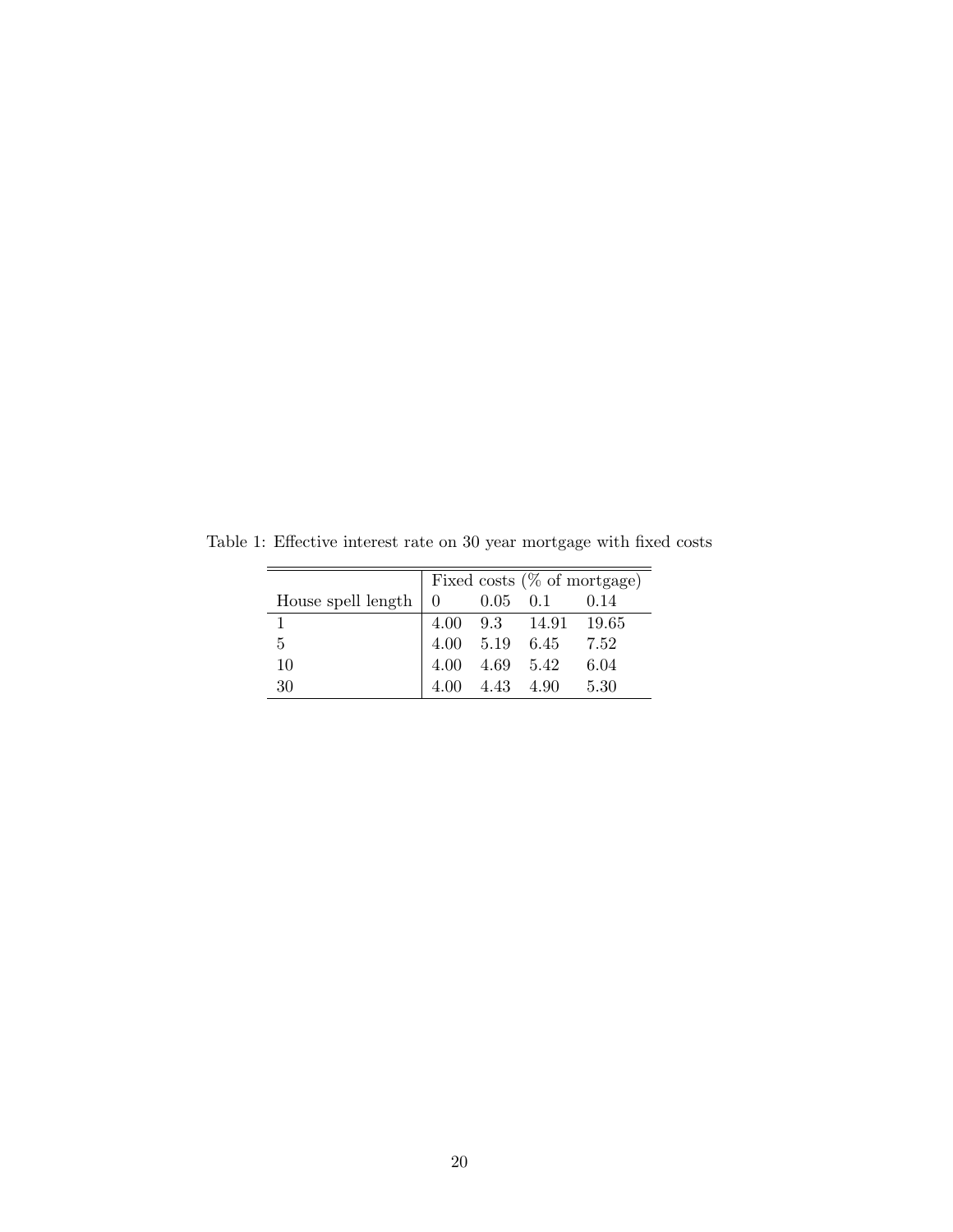Table 1: Effective interest rate on 30 year mortgage with fixed costs

| | Fixed costs (% of mortgage) | | | |
|---|---|---|---|---|
| House spell length | 0 | 0.05 | 0.1 | 0.14 |
| 1 | 4.00 | 9.3 | 14.91 | 19.65 |
| 5 | 4.00 | 5.19 | 6.45 | 7.52 |
| 10 | 4.00 | 4.69 | 5.42 | 6.04 |
| 30 | 4.00 | 4.43 | 4.90 | 5.30 |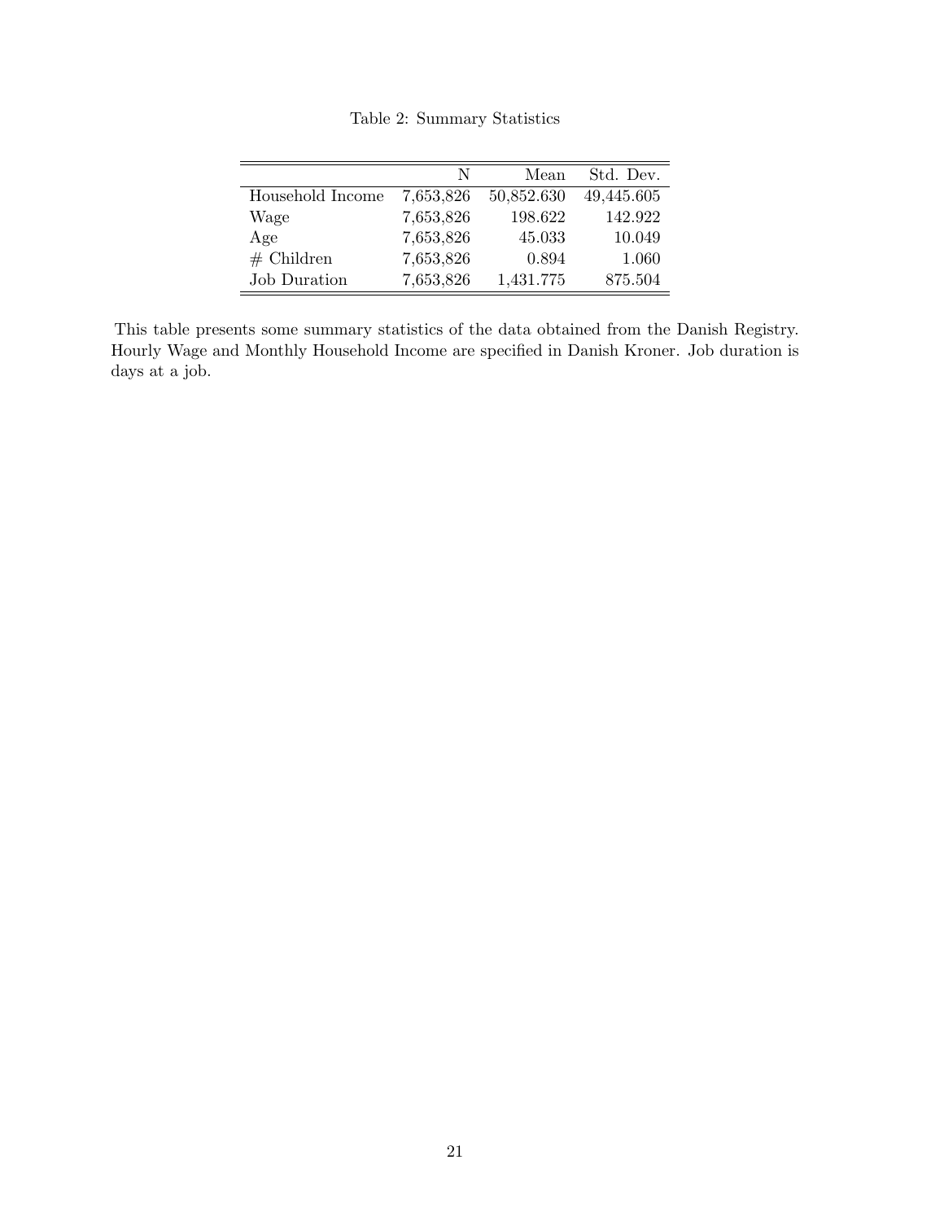Table 2: Summary Statistics

| | N | Mean | Std. Dev. |
|---|---|---|---|
| Household Income | 7,653,826 | 50,852.630 | 49,445.605 |
| Wage | 7,653,826 | 198.622 | 142.922 |
| Age | 7,653,826 | 45.033 | 10.049 |
| # Children | 7,653,826 | 0.894 | 1.060 |
| Job Duration | 7,653,826 | 1,431.775 | 875.504 |

This table presents some summary statistics of the data obtained from the Danish Registry. Hourly Wage and Monthly Household Income are specified in Danish Kroner. Job duration is days at a job.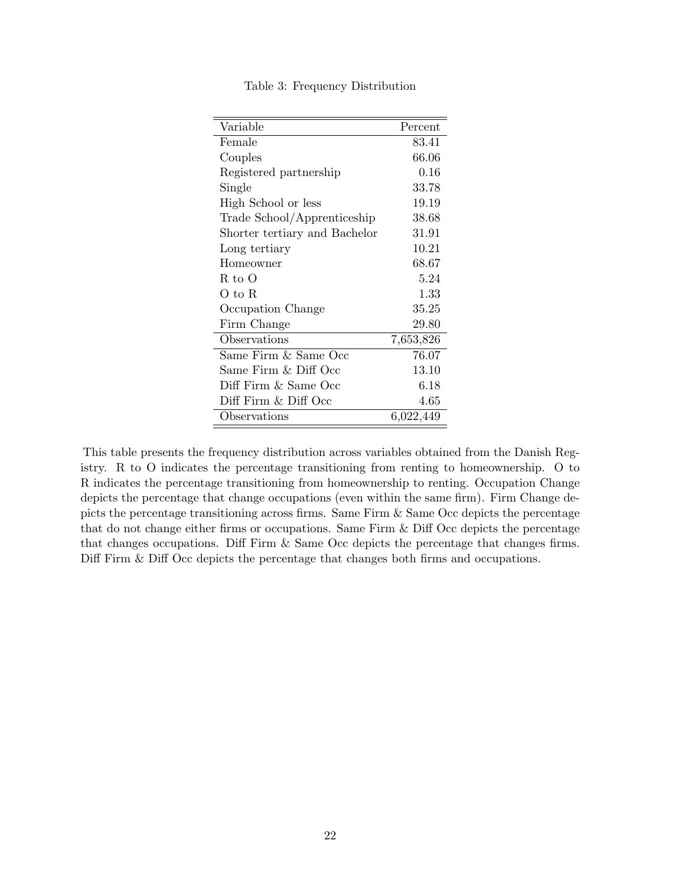Table 3: Frequency Distribution

| Variable | Percent |
|---|---|
| Female | 83.41 |
| Couples | 66.06 |
| Registered partnership | 0.16 |
| Single | 33.78 |
| High School or less | 19.19 |
| Trade School/Apprenticeship | 38.68 |
| Shorter tertiary and Bachelor | 31.91 |
| Long tertiary | 10.21 |
| Homeowner | 68.67 |
| R to O | 5.24 |
| O to R | 1.33 |
| Occupation Change | 35.25 |
| Firm Change | 29.80 |
| Observations | 7,653,826 |
| Same Firm & Same Occ | 76.07 |
| Same Firm & Diff Occ | 13.10 |
| Diff Firm & Same Occ | 6.18 |
| Diff Firm & Diff Occ | 4.65 |
| Observations | 6,022,449 |

This table presents the frequency distribution across variables obtained from the Danish Registry. R to O indicates the percentage transitioning from renting to homeownership. O to R indicates the percentage transitioning from homeownership to renting. Occupation Change depicts the percentage that change occupations (even within the same firm). Firm Change depicts the percentage transitioning across firms. Same Firm & Same Occ depicts the percentage that do not change either firms or occupations. Same Firm & Diff Occ depicts the percentage that changes occupations. Diff Firm & Same Occ depicts the percentage that changes firms. Diff Firm & Diff Occ depicts the percentage that changes both firms and occupations.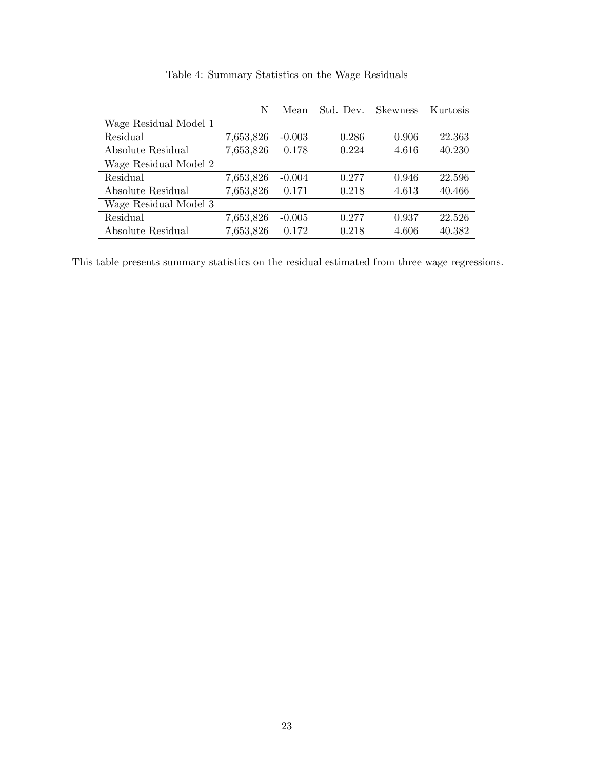Table 4: Summary Statistics on the Wage Residuals

| | N | Mean | Std. Dev. | Skewness | Kurtosis |
|---|---|---|---|---|---|
| Wage Residual Model 1 | | | | | |
| Residual | 7,653,826 | -0.003 | 0.286 | 0.906 | 22.363 |
| Absolute Residual | 7,653,826 | 0.178 | 0.224 | 4.616 | 40.230 |
| Wage Residual Model 2 | | | | | |
| Residual | 7,653,826 | -0.004 | 0.277 | 0.946 | 22.596 |
| Absolute Residual | 7,653,826 | 0.171 | 0.218 | 4.613 | 40.466 |
| Wage Residual Model 3 | | | | | |
| Residual | 7,653,826 | -0.005 | 0.277 | 0.937 | 22.526 |
| Absolute Residual | 7,653,826 | 0.172 | 0.218 | 4.606 | 40.382 |

This table presents summary statistics on the residual estimated from three wage regressions.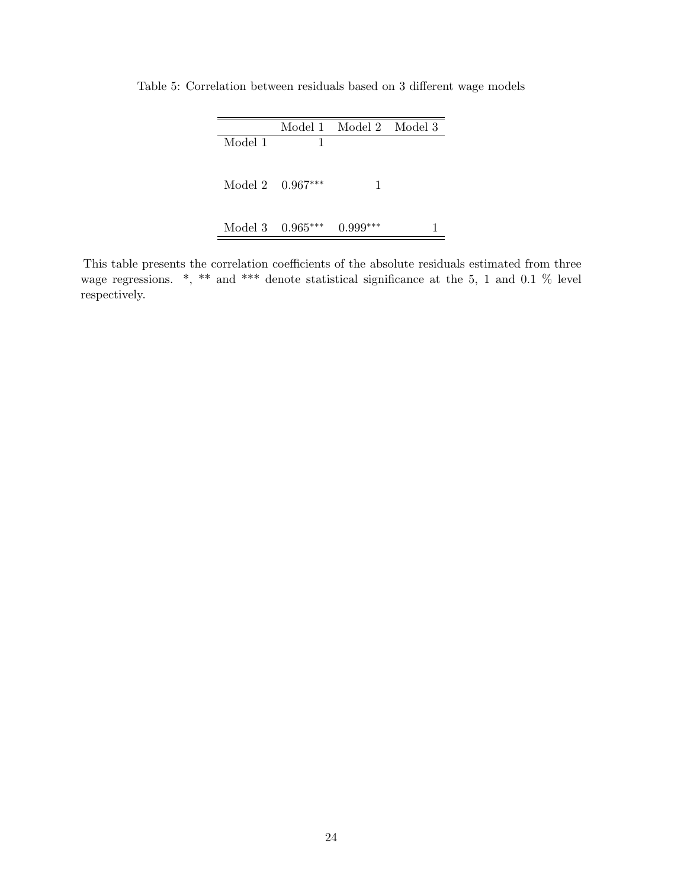Table 5: Correlation between residuals based on 3 different wage models

| | Model 1 | Model 2 | Model 3 |
|---|---|---|---|
| Model 1 | 1 | | |
| Model 2 | 0.967*** | 1 | |
| Model 3 | 0.965*** | 0.999*** | 1 |

This table presents the correlation coefficients of the absolute residuals estimated from three wage regressions. *, ** and *** denote statistical significance at the 5, 1 and 0.1 % level respectively.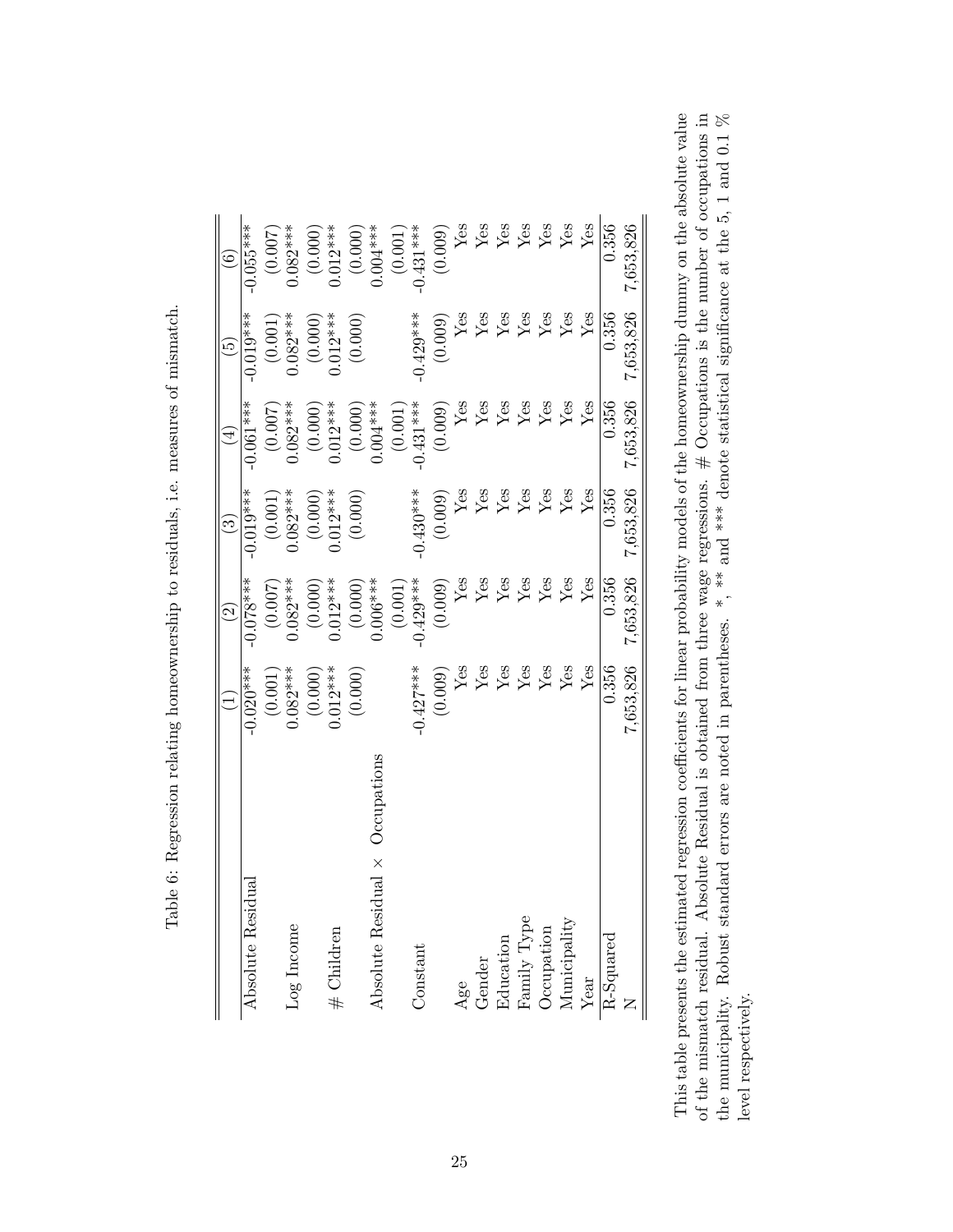Table 6: Regression relating homeownership to residuals, i.e. measures of mismatch.

| | (1) | (2) | (3) | (4) | (5) | (6) |
|---|---|---|---|---|---|---|
| Absolute Residual | -0.020*** | -0.078*** | -0.019*** | -0.061*** | -0.019*** | -0.055*** |
| | (0.001) | (0.007) | (0.001) | (0.007) | (0.001) | (0.007) |
| Log Income | 0.082*** | 0.082*** | 0.082*** | 0.082*** | 0.082*** | 0.082*** |
| | (0.000) | (0.000) | (0.000) | (0.000) | (0.000) | (0.000) |
| # Children | 0.012*** | 0.012*** | 0.012*** | 0.012*** | 0.012*** | 0.012*** |
| | (0.000) | (0.000) | (0.000) | (0.000) | (0.000) | (0.000) |
| Absolute Residual × Occupations | | 0.006*** | | 0.004*** | | 0.004*** |
| | | (0.001) | | (0.001) | | (0.001) |
| Constant | -0.427*** | -0.429*** | -0.430*** | -0.431*** | -0.429*** | -0.431*** |
| | (0.009) | (0.009) | (0.009) | (0.009) | (0.009) | (0.009) |
| Age | Yes | Yes | Yes | Yes | Yes | Yes |
| Gender | Yes | Yes | Yes | Yes | Yes | Yes |
| Education | Yes | Yes | Yes | Yes | Yes | Yes |
| Family Type | Yes | Yes | Yes | Yes | Yes | Yes |
| Occupation | Yes | Yes | Yes | Yes | Yes | Yes |
| Municipality | Yes | Yes | Yes | Yes | Yes | Yes |
| Year | Yes | Yes | Yes | Yes | Yes | Yes |
| R-Squared | 0.356 | 0.356 | 0.356 | 0.356 | 0.356 | 0.356 |
| N | 7,653,826 | 7,653,826 | 7,653,826 | 7,653,826 | 7,653,826 | 7,653,826 |

This table presents the estimated regression coefficients for linear probability models of the homeownership dummy on the absolute value of the mismatch residual. Absolute Residual is obtained from three wage regressions. # Occupations is the number of occupations in the municipality. Robust standard errors are noted in parentheses. *, ** and *** denote statistical significance at the 5, 1 and 0.1 % level respectively.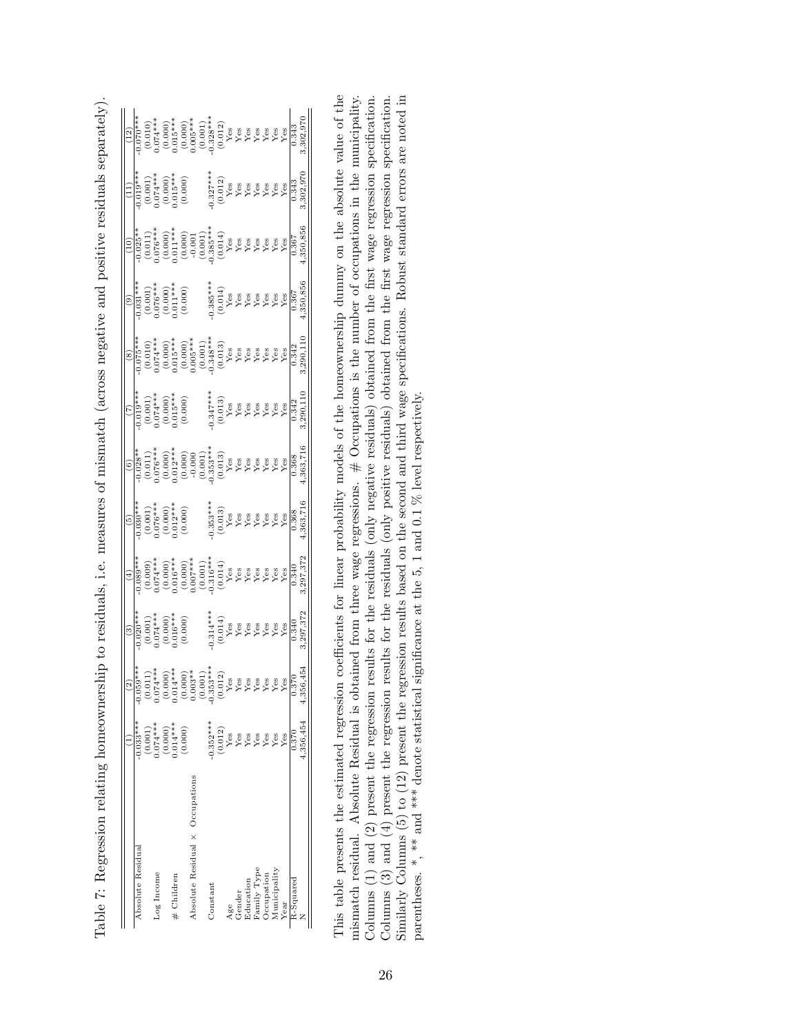Table 7: Regression relating homeownership to residuals, i.e. measures of mismatch (across negative and positive residuals separately).

| | (1) | (2) | (3) | (4) | (5) | (6) | (7) | (8) | (9) | (10) | (11) | (12) |
|---|---|---|---|---|---|---|---|---|---|---|---|---|
| Absolute Residual | -0.033*** | -0.059*** | -0.020*** | -0.089*** | -0.030*** | -0.028** | -0.019*** | -0.075*** | -0.031*** | -0.025** | -0.019*** | -0.070*** |
| | (0.001) | (0.011) | (0.001) | (0.009) | (0.001) | (0.011) | (0.001) | (0.010) | (0.001) | (0.011) | (0.001) | (0.010) |
| Log Income | 0.074*** | 0.074*** | 0.074*** | 0.074*** | 0.076*** | 0.076*** | 0.074*** | 0.074*** | 0.076*** | 0.076*** | 0.074*** | 0.074*** |
| | (0.000) | (0.000) | (0.000) | (0.000) | (0.000) | (0.000) | (0.000) | (0.000) | (0.000) | (0.000) | (0.000) | (0.000) |
| # Children | 0.014*** | 0.014*** | 0.016*** | 0.016*** | 0.012*** | 0.012*** | 0.015*** | 0.015*** | 0.011*** | 0.011*** | 0.015*** | 0.015*** |
| | (0.000) | (0.000) | (0.000) | (0.000) | (0.000) | (0.000) | (0.000) | (0.000) | (0.000) | (0.000) | (0.000) | (0.000) |
| Absolute Residual × Occupations | | 0.003** | | 0.007*** | | -0.000 | | 0.005*** | | -0.001 | | 0.005*** |
| | | (0.001) | | (0.001) | | (0.001) | | (0.001) | | (0.001) | | (0.001) |
| Constant | -0.352*** | -0.353*** | -0.314*** | -0.316*** | -0.353*** | -0.353*** | -0.347*** | -0.348*** | -0.385*** | -0.385*** | -0.327*** | -0.328*** |
| | (0.012) | (0.012) | (0.014) | (0.014) | (0.013) | (0.013) | (0.013) | (0.013) | (0.014) | (0.014) | (0.012) | (0.012) |
| Age | Yes | Yes | Yes | Yes | Yes | Yes | Yes | Yes | Yes | Yes | Yes | Yes |
| Gender | Yes | Yes | Yes | Yes | Yes | Yes | Yes | Yes | Yes | Yes | Yes | Yes |
| Education | Yes | Yes | Yes | Yes | Yes | Yes | Yes | Yes | Yes | Yes | Yes | Yes |
| Family Type | Yes | Yes | Yes | Yes | Yes | Yes | Yes | Yes | Yes | Yes | Yes | Yes |
| Occupation | Yes | Yes | Yes | Yes | Yes | Yes | Yes | Yes | Yes | Yes | Yes | Yes |
| Municipality | Yes | Yes | Yes | Yes | Yes | Yes | Yes | Yes | Yes | Yes | Yes | Yes |
| Year | Yes | Yes | Yes | Yes | Yes | Yes | Yes | Yes | Yes | Yes | Yes | Yes |
| R-Squared | 0.370 | 0.370 | 0.340 | 0.340 | 0.368 | 0.368 | 0.342 | 0.342 | 0.367 | 0.367 | 0.343 | 0.343 |
| N | 4,356,454 | 4,356,454 | 3,297,372 | 3,297,372 | 4,363,716 | 4,363,716 | 3,290,110 | 3,290,110 | 4,350,856 | 4,350,856 | 3,302,970 | 3,302,970 |

This table presents the estimated regression coefficients for linear probability models of the homeownership dummy on the absolute value of the mismatch residual. Absolute Residual is obtained from three wage regressions. # Occupations is the number of occupations in the municipality. Columns (1) and (2) present the regression results for the residuals (only negative residuals) obtained from the first wage regression specification. Columns (3) and (4) present the regression results for the residuals (only positive residuals) obtained from the first wage regression specification. Similarly Columns (5) to (12) present the regression results based on the second and third wage specifications. Robust standard errors are noted in parentheses. *, ** and *** denote statistical significance at the 5, 1 and 0.1 % level respectively.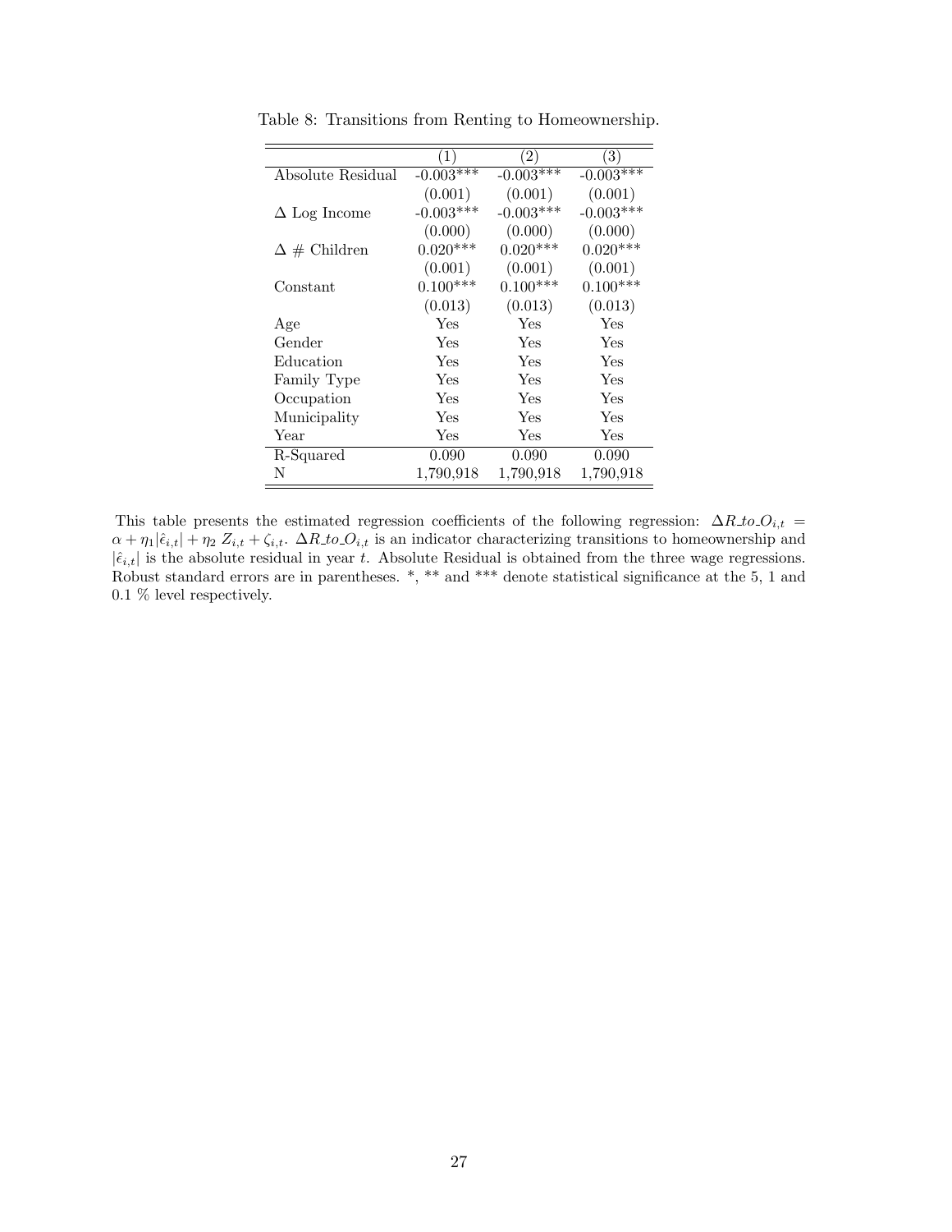Table 8: Transitions from Renting to Homeownership.

| | (1) | (2) | (3) |
|---|---|---|---|
| Absolute Residual | -0.003*** | -0.003*** | -0.003*** |
| | (0.001) | (0.001) | (0.001) |
| Δ Log Income | -0.003*** | -0.003*** | -0.003*** |
| | (0.000) | (0.000) | (0.000) |
| Δ # Children | 0.020*** | 0.020*** | 0.020*** |
| | (0.001) | (0.001) | (0.001) |
| Constant | 0.100*** | 0.100*** | 0.100*** |
| | (0.013) | (0.013) | (0.013) |
| Age | Yes | Yes | Yes |
| Gender | Yes | Yes | Yes |
| Education | Yes | Yes | Yes |
| Family Type | Yes | Yes | Yes |
| Occupation | Yes | Yes | Yes |
| Municipality | Yes | Yes | Yes |
| Year | Yes | Yes | Yes |
| R-Squared | 0.090 | 0.090 | 0.090 |
| N | 1,790,918 | 1,790,918 | 1,790,918 |

This table presents the estimated regression coefficients of the following regression: $\Delta R\_to\_O_{i,t} = \alpha + \eta_1 |\hat{\epsilon}_{i,t}| + \eta_2 \, Z_{i,t} + \zeta_{i,t}$. $\Delta R\_to\_O_{i,t}$ is an indicator characterizing transitions to homeownership and $|\hat{\epsilon}_{i,t}|$ is the absolute residual in year $t$. Absolute Residual is obtained from the three wage regressions. Robust standard errors are in parentheses. *, ** and *** denote statistical significance at the 5, 1 and 0.1 % level respectively.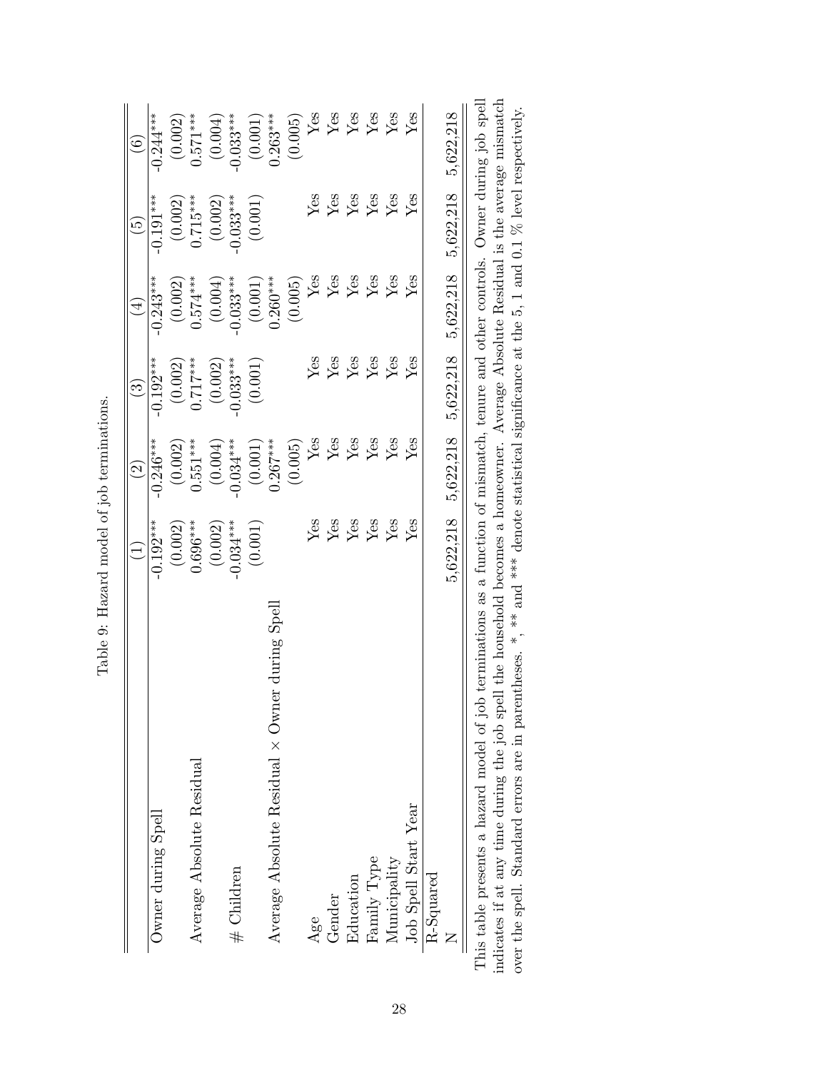Table 9: Hazard model of job terminations.

| | (1) | (2) | (3) | (4) | (5) | (6) |
|---|---|---|---|---|---|---|
| Owner during Spell | -0.192*** | -0.246*** | -0.192*** | -0.243*** | -0.191*** | -0.244*** |
| | (0.002) | (0.002) | (0.002) | (0.002) | (0.002) | (0.002) |
| Average Absolute Residual | 0.696*** | 0.551*** | 0.717*** | 0.574*** | 0.715*** | 0.571*** |
| | (0.002) | (0.004) | (0.002) | (0.004) | (0.002) | (0.004) |
| # Children | -0.034*** | -0.034*** | -0.033*** | -0.033*** | -0.033*** | -0.033*** |
| | (0.001) | (0.001) | (0.001) | (0.001) | (0.001) | (0.001) |
| Average Absolute Residual × Owner during Spell | | 0.267*** | | 0.260*** | | 0.263*** |
| | | (0.005) | | (0.005) | | (0.005) |
| Age | Yes | Yes | Yes | Yes | Yes | Yes |
| Gender | Yes | Yes | Yes | Yes | Yes | Yes |
| Education | Yes | Yes | Yes | Yes | Yes | Yes |
| Family Type | Yes | Yes | Yes | Yes | Yes | Yes |
| Municipality | Yes | Yes | Yes | Yes | Yes | Yes |
| Job Spell Start Year | Yes | Yes | Yes | Yes | Yes | Yes |
| R-Squared | | | | | | |
| N | 5,622,218 | 5,622,218 | 5,622,218 | 5,622,218 | 5,622,218 | 5,622,218 |

This table presents a hazard model of job terminations as a function of mismatch, tenure and other controls. Owner during job spell indicates if at any time during the job spell the household becomes a homeowner. Average Absolute Residual is the average mismatch over the spell. Standard errors are in parentheses. *, ** and *** denote statistical significance at the 5, 1 and 0.1 % level respectively.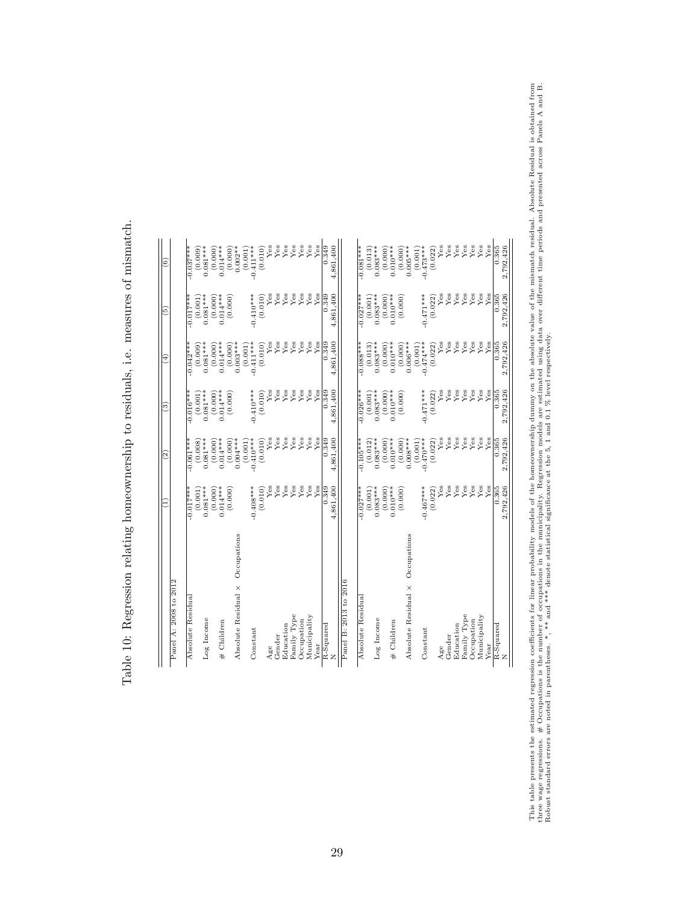# Table 10: Regression relating homeownership to residuals, i.e. measures of mismatch.

| | (1) | (2) | (3) | (4) | (5) | (6) |
|---|---|---|---|---|---|---|
| **Panel A: 2008 to 2012** | | | | | | |
| Absolute Residual | -0.017*** | -0.061*** | -0.016*** | -0.042*** | -0.017*** | -0.037*** |
| | (0.001) | (0.008) | (0.001) | (0.009) | (0.001) | (0.009) |
| Log Income | 0.081*** | 0.081*** | 0.081*** | 0.081*** | 0.081*** | 0.081*** |
| | (0.000) | (0.000) | (0.000) | (0.000) | (0.000) | (0.000) |
| # Children | 0.014*** | 0.014*** | 0.014*** | 0.014*** | 0.014*** | 0.014*** |
| | (0.000) | (0.000) | (0.000) | (0.000) | (0.000) | (0.000) |
| Absolute Residual × Occupations | | 0.004*** | | 0.003*** | | 0.002** |
| | | (0.001) | | (0.001) | | (0.001) |
| Constant | -0.408*** | -0.410*** | -0.410*** | -0.411*** | -0.410*** | -0.411*** |
| | (0.010) | (0.010) | (0.010) | (0.010) | (0.010) | (0.010) |
| Age | Yes | Yes | Yes | Yes | Yes | Yes |
| Gender | Yes | Yes | Yes | Yes | Yes | Yes |
| Education | Yes | Yes | Yes | Yes | Yes | Yes |
| Family Type | Yes | Yes | Yes | Yes | Yes | Yes |
| Occupation | Yes | Yes | Yes | Yes | Yes | Yes |
| Municipality | Yes | Yes | Yes | Yes | Yes | Yes |
| Year | Yes | Yes | Yes | Yes | Yes | Yes |
| R-Squared | 0.349 | 0.349 | 0.349 | 0.349 | 0.349 | 0.349 |
| N | 4,861,400 | 4,861,400 | 4,861,400 | 4,861,400 | 4,861,400 | 4,861,400 |
| **Panel B: 2013 to 2016** | | | | | | |
| Absolute Residual | -0.027*** | -0.105*** | -0.026*** | -0.088*** | -0.027*** | -0.081*** |
| | (0.001) | (0.012) | (0.001) | (0.013) | (0.001) | (0.013) |
| Log Income | 0.083*** | 0.083*** | 0.083*** | 0.083*** | 0.083*** | 0.083*** |
| | (0.000) | (0.000) | (0.000) | (0.000) | (0.000) | (0.000) |
| # Children | 0.010*** | 0.010*** | 0.010*** | 0.010*** | 0.010*** | 0.010*** |
| | (0.000) | (0.000) | (0.000) | (0.000) | (0.000) | (0.000) |
| Absolute Residual × Occupations | | 0.008*** | | 0.006*** | | 0.005*** |
| | | (0.001) | | (0.001) | | (0.001) |
| Constant | -0.467*** | -0.470*** | -0.471*** | -0.474*** | -0.471*** | -0.473*** |
| | (0.022) | (0.022) | (0.022) | (0.022) | (0.022) | (0.022) |
| Age | Yes | Yes | Yes | Yes | Yes | Yes |
| Gender | Yes | Yes | Yes | Yes | Yes | Yes |
| Education | Yes | Yes | Yes | Yes | Yes | Yes |
| Family Type | Yes | Yes | Yes | Yes | Yes | Yes |
| Occupation | Yes | Yes | Yes | Yes | Yes | Yes |
| Municipality | Yes | Yes | Yes | Yes | Yes | Yes |
| Year | Yes | Yes | Yes | Yes | Yes | Yes |
| R-Squared | 0.365 | 0.365 | 0.365 | 0.365 | 0.365 | 0.365 |
| N | 2,792,426 | 2,792,426 | 2,792,426 | 2,792,426 | 2,792,426 | 2,792,426 |

This table presents the estimated regression coefficients for linear probability models of the homeownership dummy on the absolute value of the mismatch residual. Absolute Residual is obtained from three wage regressions. # Occupations is the number of occupations in the municipality. Regression models are estimated using data over different time periods and presented across Panels A and B. Robust standard errors are noted in parentheses. *, ** and *** denote statistical significance at the 5, 1 and 0.1 % level respectively.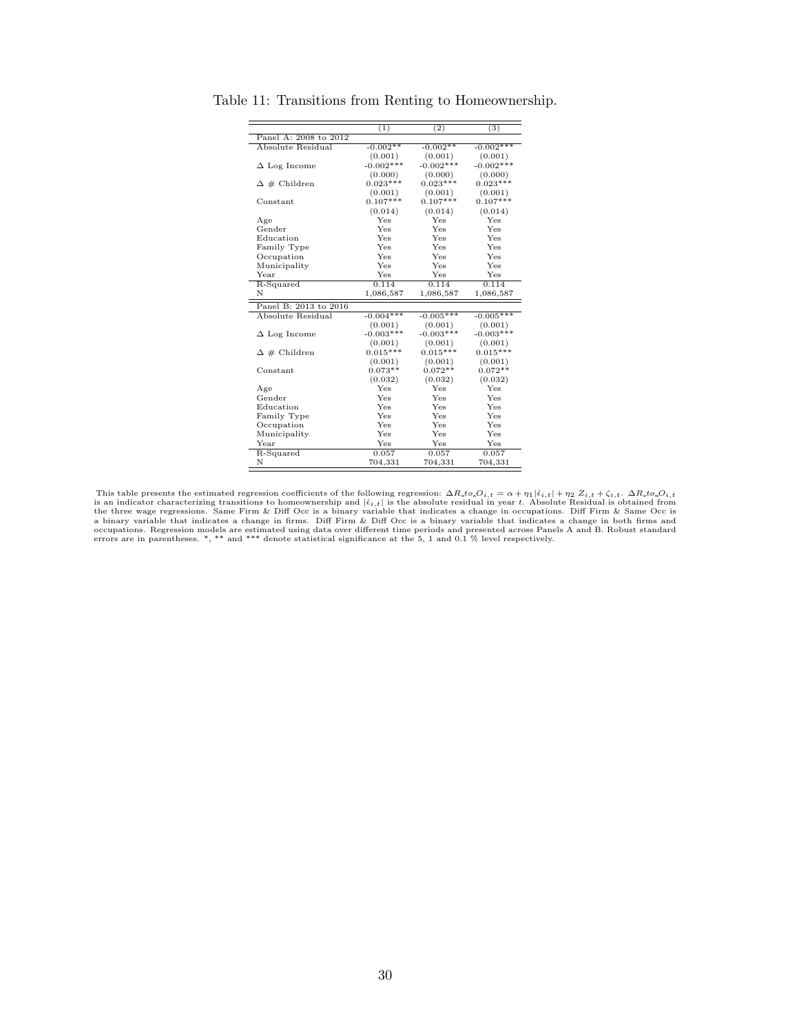Table 11: Transitions from Renting to Homeownership.

| | (1) | (2) | (3) |
|---|---|---|---|
| Panel A: 2008 to 2012 | | | |
| Absolute Residual | -0.002** | -0.002** | -0.002*** |
| | (0.001) | (0.001) | (0.001) |
| Δ Log Income | -0.002*** | -0.002*** | -0.002*** |
| | (0.000) | (0.000) | (0.000) |
| Δ # Children | 0.023*** | 0.023*** | 0.023*** |
| | (0.001) | (0.001) | (0.001) |
| Constant | 0.107*** | 0.107*** | 0.107*** |
| | (0.014) | (0.014) | (0.014) |
| Age | Yes | Yes | Yes |
| Gender | Yes | Yes | Yes |
| Education | Yes | Yes | Yes |
| Family Type | Yes | Yes | Yes |
| Occupation | Yes | Yes | Yes |
| Municipality | Yes | Yes | Yes |
| Year | Yes | Yes | Yes |
| R-Squared | 0.114 | 0.114 | 0.114 |
| N | 1,086,587 | 1,086,587 | 1,086,587 |
| Panel B: 2013 to 2016 | | | |
| Absolute Residual | -0.004*** | -0.005*** | -0.005*** |
| | (0.001) | (0.001) | (0.001) |
| Δ Log Income | -0.003*** | -0.003*** | -0.003*** |
| | (0.001) | (0.001) | (0.001) |
| Δ # Children | 0.015*** | 0.015*** | 0.015*** |
| | (0.001) | (0.001) | (0.001) |
| Constant | 0.073** | 0.072** | 0.072** |
| | (0.032) | (0.032) | (0.032) |
| Age | Yes | Yes | Yes |
| Gender | Yes | Yes | Yes |
| Education | Yes | Yes | Yes |
| Family Type | Yes | Yes | Yes |
| Occupation | Yes | Yes | Yes |
| Municipality | Yes | Yes | Yes |
| Year | Yes | Yes | Yes |
| R-Squared | 0.057 | 0.057 | 0.057 |
| N | 704,331 | 704,331 | 704,331 |

This table presents the estimated regression coefficients of the following regression: $\Delta R\_to\_O_{i,t} = \alpha + \eta_1 |\hat{\epsilon}_{i,t}| + \eta_2 \, Z_{i,t} + \zeta_{i,t}$. $\Delta R\_to\_O_{i,t}$ is an indicator characterizing transitions to homeownership and $|\hat{\epsilon}_{i,t}|$ is the absolute residual in year $t$. Absolute Residual is obtained from the three wage regressions. Same Firm & Diff Occ is a binary variable that indicates a change in occupations. Diff Firm & Same Occ is a binary variable that indicates a change in firms. Diff Firm & Diff Occ is a binary variable that indicates a change in both firms and occupations. Regression models are estimated using data over different time periods and presented across Panels A and B. Robust standard errors are in parentheses. *, ** and *** denote statistical significance at the 5, 1 and 0.1 % level respectively.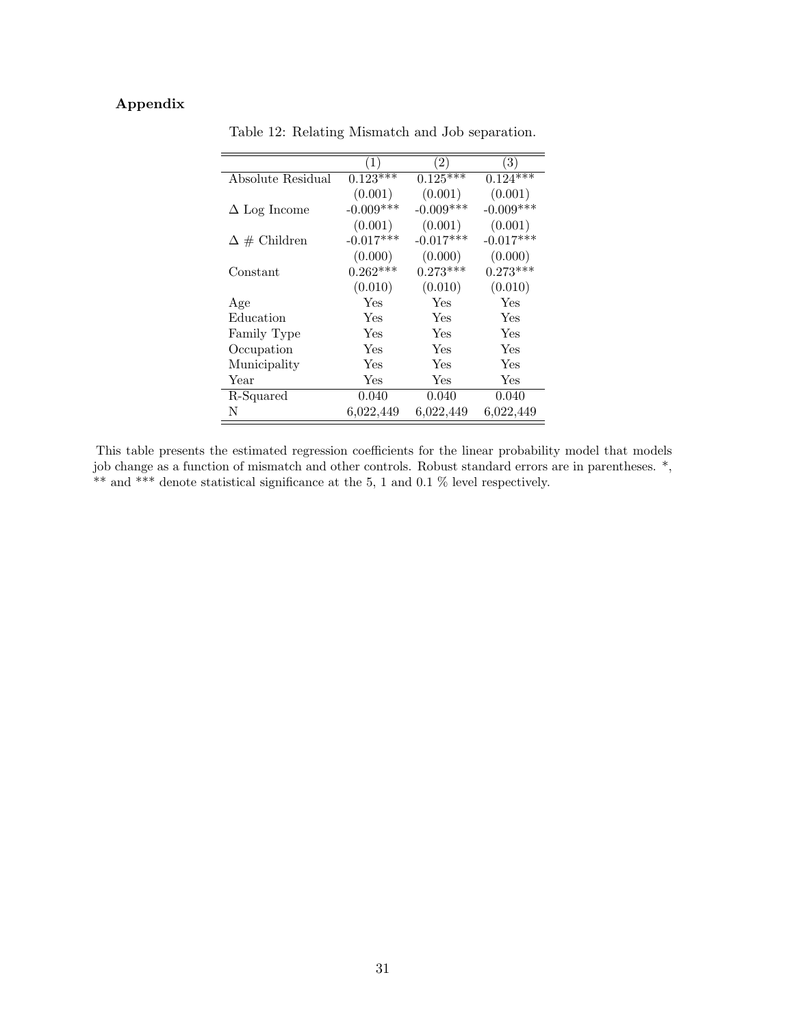## Appendix

Table 12: Relating Mismatch and Job separation.

| | (1) | (2) | (3) |
|---|---|---|---|
| Absolute Residual | 0.123*** | 0.125*** | 0.124*** |
| | (0.001) | (0.001) | (0.001) |
| $\Delta$ Log Income | -0.009*** | -0.009*** | -0.009*** |
| | (0.001) | (0.001) | (0.001) |
| $\Delta$ # Children | -0.017*** | -0.017*** | -0.017*** |
| | (0.000) | (0.000) | (0.000) |
| Constant | 0.262*** | 0.273*** | 0.273*** |
| | (0.010) | (0.010) | (0.010) |
| Age | Yes | Yes | Yes |
| Education | Yes | Yes | Yes |
| Family Type | Yes | Yes | Yes |
| Occupation | Yes | Yes | Yes |
| Municipality | Yes | Yes | Yes |
| Year | Yes | Yes | Yes |
| R-Squared | 0.040 | 0.040 | 0.040 |
| N | 6,022,449 | 6,022,449 | 6,022,449 |

This table presents the estimated regression coefficients for the linear probability model that models job change as a function of mismatch and other controls. Robust standard errors are in parentheses. *, ** and *** denote statistical significance at the 5, 1 and 0.1 % level respectively.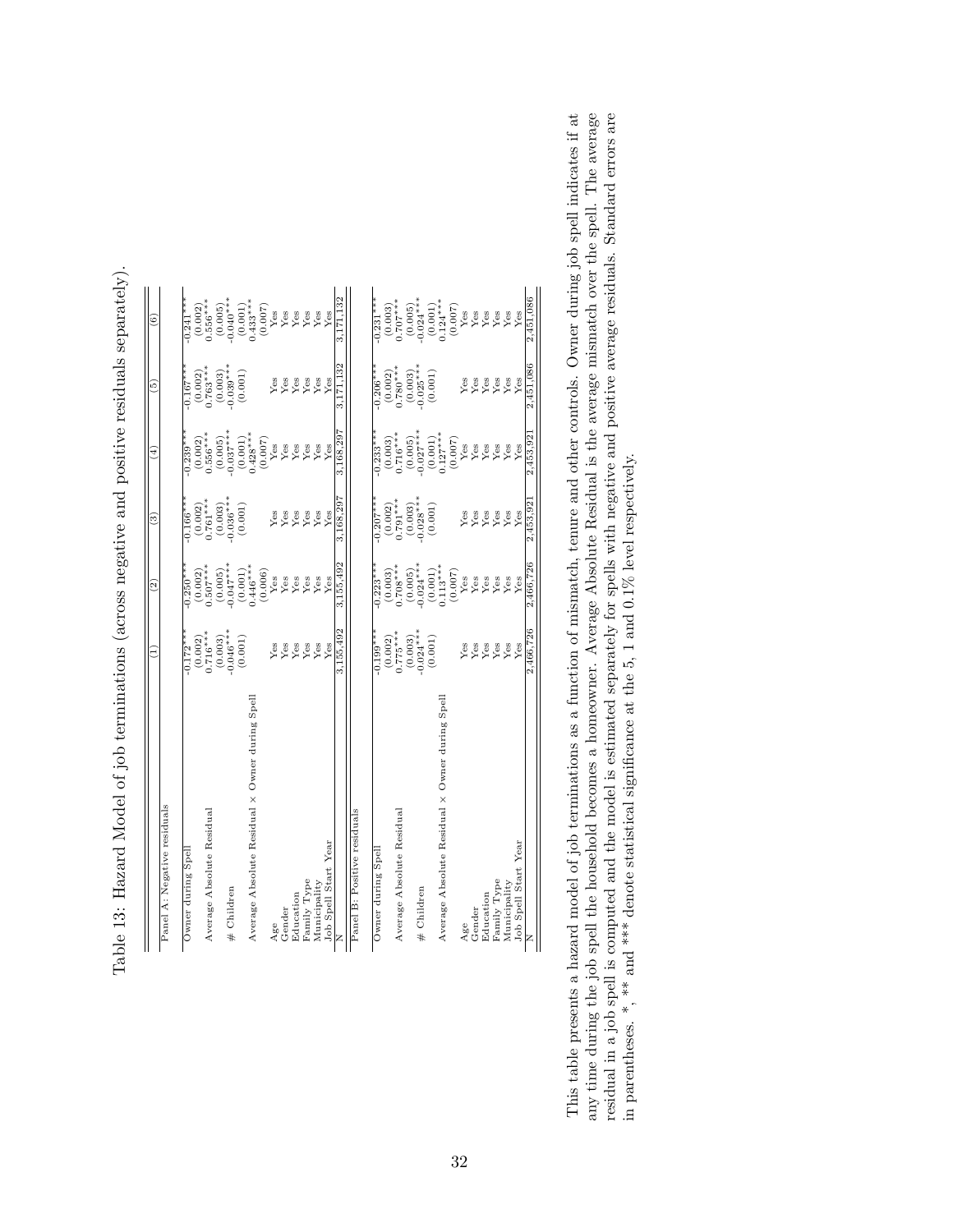Table 13: Hazard Model of job terminations (across negative and positive residuals separately).

| | (1) | (2) | (3) | (4) | (5) | (6) |
|---|---|---|---|---|---|---|
| **Panel A: Negative residuals** | | | | | | |
| Owner during Spell | -0.172*** | -0.250*** | -0.166*** | -0.239*** | -0.167*** | -0.241*** |
| | (0.002) | (0.002) | (0.002) | (0.002) | (0.002) | (0.002) |
| Average Absolute Residual | 0.716*** | 0.507*** | 0.761*** | 0.556*** | 0.763*** | 0.556*** |
| | (0.003) | (0.005) | (0.003) | (0.005) | (0.003) | (0.005) |
| # Children | -0.046*** | -0.047*** | -0.036*** | -0.037*** | -0.039*** | -0.040*** |
| | (0.001) | (0.001) | (0.001) | (0.001) | (0.001) | (0.001) |
| Average Absolute Residual × Owner during Spell | | 0.446*** | | 0.428*** | | 0.433*** |
| | | (0.006) | | (0.007) | | (0.007) |
| Age | Yes | Yes | Yes | Yes | Yes | Yes |
| Gender | Yes | Yes | Yes | Yes | Yes | Yes |
| Education | Yes | Yes | Yes | Yes | Yes | Yes |
| Family Type | Yes | Yes | Yes | Yes | Yes | Yes |
| Municipality | Yes | Yes | Yes | Yes | Yes | Yes |
| Job Spell Start Year | Yes | Yes | Yes | Yes | Yes | Yes |
| N | 3,155,492 | 3,155,492 | 3,168,297 | 3,168,297 | 3,171,132 | 3,171,132 |
| **Panel B: Positive residuals** | | | | | | |
| Owner during Spell | -0.199*** | -0.223*** | -0.207*** | -0.233*** | -0.206*** | -0.231*** |
| | (0.002) | (0.003) | (0.002) | (0.003) | (0.002) | (0.003) |
| Average Absolute Residual | 0.775*** | 0.708*** | 0.791*** | 0.716*** | 0.780*** | 0.707*** |
| | (0.003) | (0.005) | (0.003) | (0.005) | (0.003) | (0.005) |
| # Children | -0.024*** | -0.024*** | -0.028*** | -0.027*** | -0.025*** | -0.024*** |
| | (0.001) | (0.001) | (0.001) | (0.001) | (0.001) | (0.001) |
| Average Absolute Residual × Owner during Spell | | 0.113*** | | 0.127*** | | 0.124*** |
| | | (0.007) | | (0.007) | | (0.007) |
| Age | Yes | Yes | Yes | Yes | Yes | Yes |
| Gender | Yes | Yes | Yes | Yes | Yes | Yes |
| Education | Yes | Yes | Yes | Yes | Yes | Yes |
| Family Type | Yes | Yes | Yes | Yes | Yes | Yes |
| Municipality | Yes | Yes | Yes | Yes | Yes | Yes |
| Job Spell Start Year | Yes | Yes | Yes | Yes | Yes | Yes |
| N | 2,466,726 | 2,466,726 | 2,453,921 | 2,453,921 | 2,451,086 | 2,451,086 |

This table presents a hazard model of job terminations as a function of mismatch, tenure and other controls. Owner during job spell indicates if at any time during the job spell the household becomes a homeowner. Average Absolute Residual is the average mismatch over the spell. The average residual in a job spell is computed and the model is estimated separately for spells with negative and positive average residuals. Standard errors are in parentheses. *, ** and *** denote statistical significance at the 5, 1 and 0.1% level respectively.